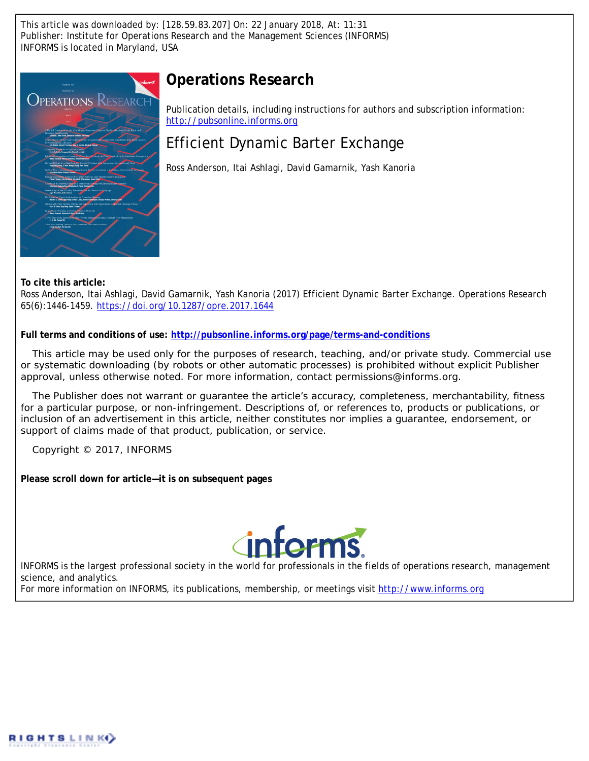This article was downloaded by: [128.59.83.207] On: 22 January 2018, At: 11:31
Publisher: Institute for Operations Research and the Management Sciences (INFORMS)
INFORMS is located in Maryland, USA

# Operations Research

Publication details, including instructions for authors and subscription information:
http://pubsonline.informs.org

## Efficient Dynamic Barter Exchange

Ross Anderson, Itai Ashlagi, David Gamarnik, Yash Kanoria

**To cite this article:**
Ross Anderson, Itai Ashlagi, David Gamarnik, Yash Kanoria (2017) Efficient Dynamic Barter Exchange. Operations Research 65(6):1446-1459. https://doi.org/10.1287/opre.2017.1644

**Full terms and conditions of use: http://pubsonline.informs.org/page/terms-and-conditions**

This article may be used only for the purposes of research, teaching, and/or private study. Commercial use or systematic downloading (by robots or other automatic processes) is prohibited without explicit Publisher approval, unless otherwise noted. For more information, contact permissions@informs.org.

The Publisher does not warrant or guarantee the article's accuracy, completeness, merchantability, fitness for a particular purpose, or non-infringement. Descriptions of, or references to, products or publications, or inclusion of an advertisement in this article, neither constitutes nor implies a guarantee, endorsement, or support of claims made of that product, publication, or service.

Copyright © 2017, INFORMS

**Please scroll down for article—it is on subsequent pages**

INFORMS is the largest professional society in the world for professionals in the fields of operations research, management science, and analytics.
For more information on INFORMS, its publications, membership, or meetings visit http://www.informs.org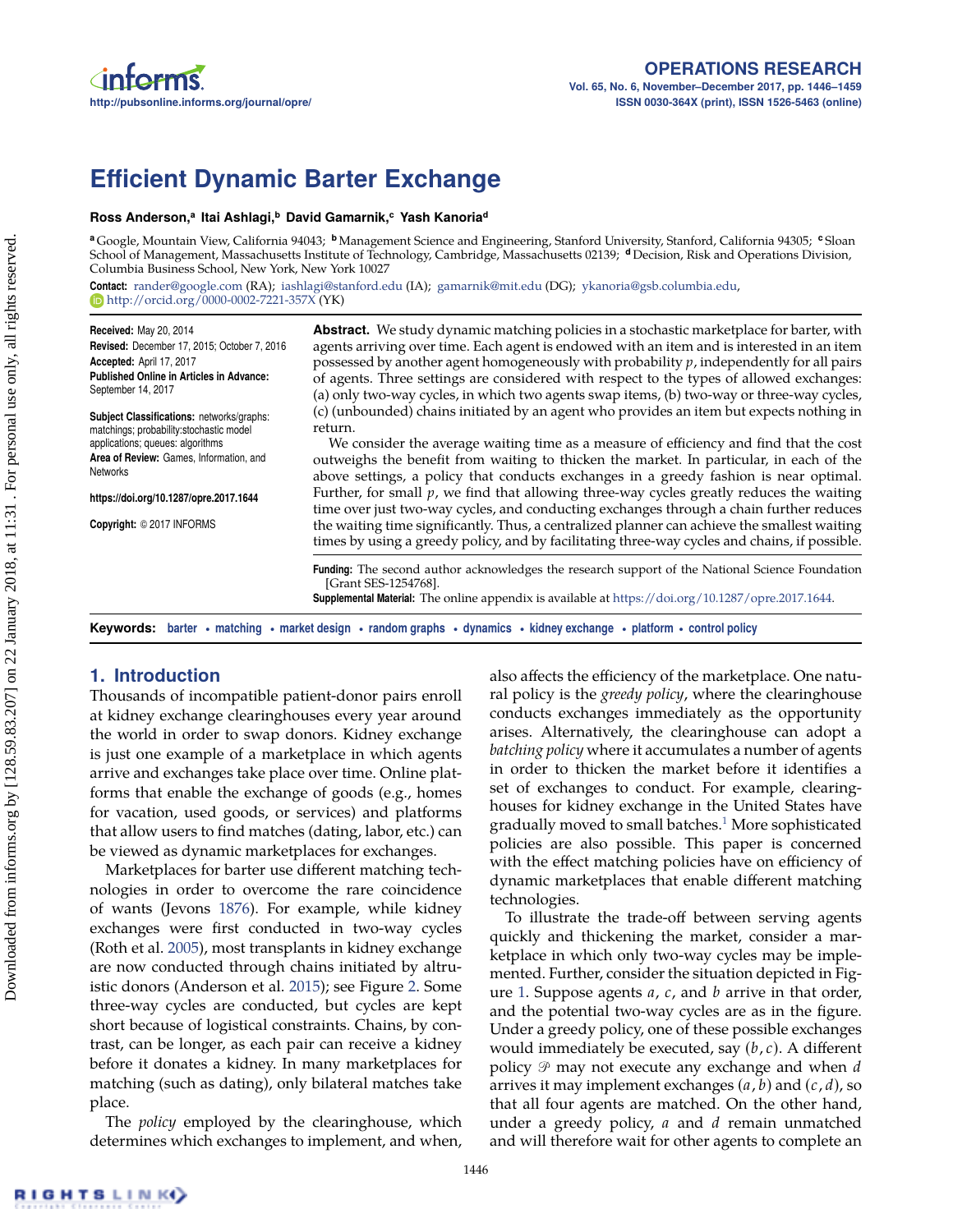# Efficient Dynamic Barter Exchange

**Ross Anderson,[a] Itai Ashlagi,[b] David Gamarnik,[c] Yash Kanoria[d]**

[a] Google, Mountain View, California 94043; [b] Management Science and Engineering, Stanford University, Stanford, California 94305; [c] Sloan School of Management, Massachusetts Institute of Technology, Cambridge, Massachusetts 02139; [d] Decision, Risk and Operations Division, Columbia Business School, New York, New York 10027

**Contact:** rander@google.com (RA); iashlagi@stanford.edu (IA); gamarnik@mit.edu (DG); ykanoria@gsb.columbia.edu, http://orcid.org/0000-0002-7221-357X (YK)

**Received:** May 20, 2014
**Revised:** December 17, 2015; October 7, 2016
**Accepted:** April 17, 2017
**Published Online in Articles in Advance:** September 14, 2017

**Subject Classifications:** networks/graphs: matchings; probability:stochastic model applications; queues: algorithms
**Area of Review:** Games, Information, and Networks

https://doi.org/10.1287/opre.2017.1644

**Copyright:** © 2017 INFORMS

**Abstract.** We study dynamic matching policies in a stochastic marketplace for barter, with agents arriving over time. Each agent is endowed with an item and is interested in an item possessed by another agent homogeneously with probability $p$, independently for all pairs of agents. Three settings are considered with respect to the types of allowed exchanges: (a) only two-way cycles, in which two agents swap items, (b) two-way or three-way cycles, (c) (unbounded) chains initiated by an agent who provides an item but expects nothing in return.

We consider the average waiting time as a measure of efficiency and find that the cost outweighs the benefit from waiting to thicken the market. In particular, in each of the above settings, a policy that conducts exchanges in a greedy fashion is near optimal. Further, for small $p$, we find that allowing three-way cycles greatly reduces the waiting time over just two-way cycles, and conducting exchanges through a chain further reduces the waiting time significantly. Thus, a centralized planner can achieve the smallest waiting times by using a greedy policy, and by facilitating three-way cycles and chains, if possible.

**Funding:** The second author acknowledges the research support of the National Science Foundation [Grant SES-1254768].
**Supplemental Material:** The online appendix is available at https://doi.org/10.1287/opre.2017.1644.

**Keywords:** barter • matching • market design • random graphs • dynamics • kidney exchange • platform • control policy

## 1. Introduction

Thousands of incompatible patient-donor pairs enroll at kidney exchange clearinghouses every year around the world in order to swap donors. Kidney exchange is just one example of a marketplace in which agents arrive and exchanges take place over time. Online platforms that enable the exchange of goods (e.g., homes for vacation, used goods, or services) and platforms that allow users to find matches (dating, labor, etc.) can be viewed as dynamic marketplaces for exchanges.

Marketplaces for barter use different matching technologies in order to overcome the rare coincidence of wants (Jevons 1876). For example, while kidney exchanges were first conducted in two-way cycles (Roth et al. 2005), most transplants in kidney exchange are now conducted through chains initiated by altruistic donors (Anderson et al. 2015); see Figure 2. Some three-way cycles are conducted, but cycles are kept short because of logistical constraints. Chains, by contrast, can be longer, as each pair can receive a kidney before it donates a kidney. In many marketplaces for matching (such as dating), only bilateral matches take place.

The *policy* employed by the clearinghouse, which determines which exchanges to implement, and when, also affects the efficiency of the marketplace. One natural policy is the *greedy policy*, where the clearinghouse conducts exchanges immediately as the opportunity arises. Alternatively, the clearinghouse can adopt a *batching policy* where it accumulates a number of agents in order to thicken the market before it identifies a set of exchanges to conduct. For example, clearinghouses for kidney exchange in the United States have gradually moved to small batches.[1] More sophisticated policies are also possible. This paper is concerned with the effect matching policies have on efficiency of dynamic marketplaces that enable different matching technologies.

To illustrate the trade-off between serving agents quickly and thickening the market, consider a marketplace in which only two-way cycles may be implemented. Further, consider the situation depicted in Figure 1. Suppose agents $a$, $c$, and $b$ arrive in that order, and the potential two-way cycles are as in the figure. Under a greedy policy, one of these possible exchanges would immediately be executed, say $(b, c)$. A different policy $\mathscr{P}$ may not execute any exchange and when $d$ arrives it may implement exchanges $(a, b)$ and $(c, d)$, so that all four agents are matched. On the other hand, under a greedy policy, $a$ and $d$ remain unmatched and will therefore wait for other agents to complete an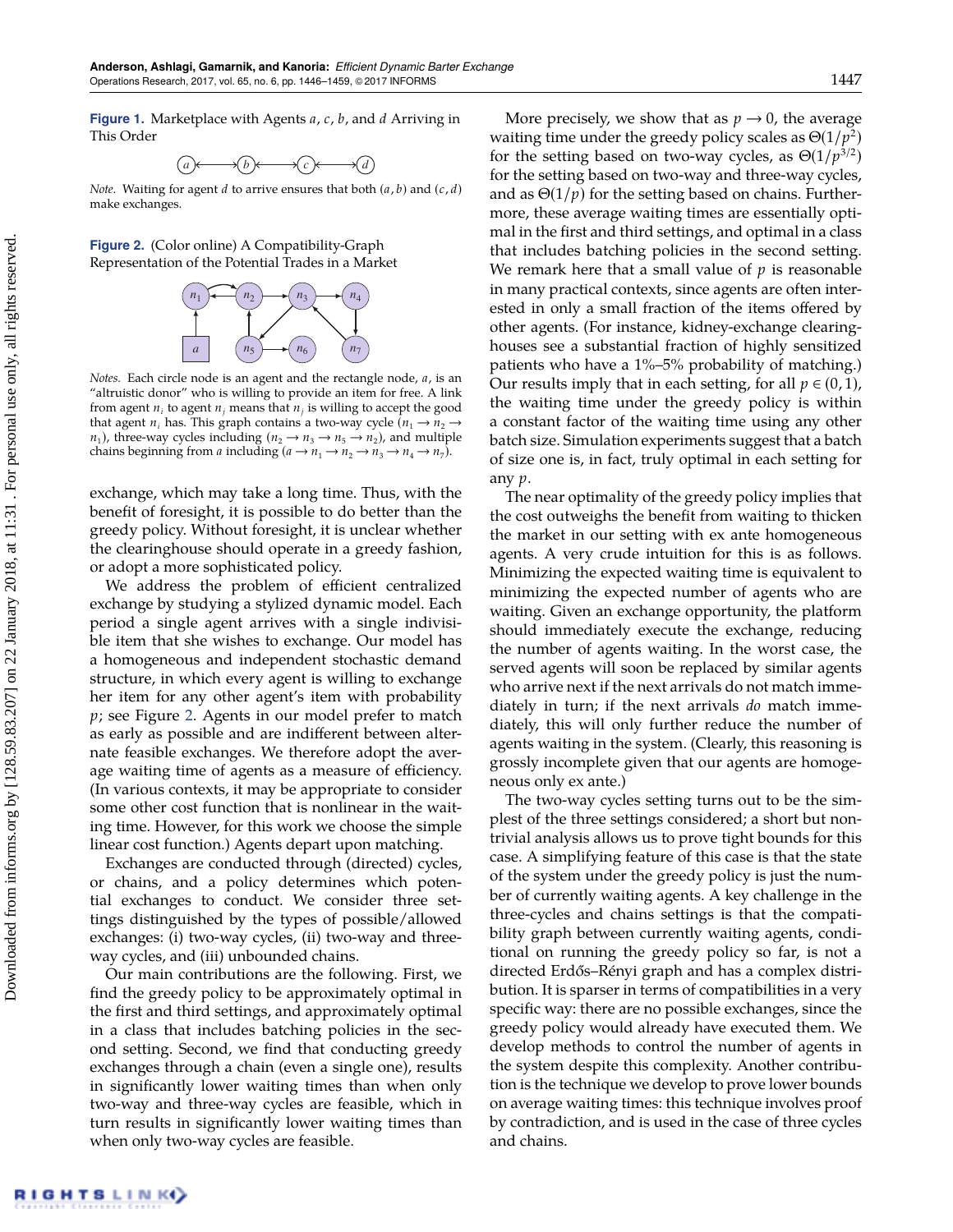**Figure 1.** Marketplace with Agents $a$, $c$, $b$, and $d$ Arriving in This Order

*Note.* Waiting for agent $d$ to arrive ensures that both $(a, b)$ and $(c, d)$ make exchanges.

**Figure 2.** (Color online) A Compatibility-Graph Representation of the Potential Trades in a Market

*Notes.* Each circle node is an agent and the rectangle node, $a$, is an "altruistic donor" who is willing to provide an item for free. A link from agent $n_i$ to agent $n_j$ means that $n_j$ is willing to accept the good that agent $n_i$ has. This graph contains a two-way cycle $(n_1 \to n_2 \to n_1)$, three-way cycles including $(n_2 \to n_3 \to n_5 \to n_2)$, and multiple chains beginning from $a$ including $(a \to n_1 \to n_2 \to n_3 \to n_4 \to n_7)$.

exchange, which may take a long time. Thus, with the benefit of foresight, it is possible to do better than the greedy policy. Without foresight, it is unclear whether the clearinghouse should operate in a greedy fashion, or adopt a more sophisticated policy.

We address the problem of efficient centralized exchange by studying a stylized dynamic model. Each period a single agent arrives with a single indivisible item that she wishes to exchange. Our model has a homogeneous and independent stochastic demand structure, in which every agent is willing to exchange her item for any other agent's item with probability $p$; see Figure 2. Agents in our model prefer to match as early as possible and are indifferent between alternate feasible exchanges. We therefore adopt the average waiting time of agents as a measure of efficiency. (In various contexts, it may be appropriate to consider some other cost function that is nonlinear in the waiting time. However, for this work we choose the simple linear cost function.) Agents depart upon matching.

Exchanges are conducted through (directed) cycles, or chains, and a policy determines which potential exchanges to conduct. We consider three settings distinguished by the types of possible/allowed exchanges: (i) two-way cycles, (ii) two-way and three-way cycles, and (iii) unbounded chains.

Our main contributions are the following. First, we find the greedy policy to be approximately optimal in the first and third settings, and approximately optimal in a class that includes batching policies in the second setting. Second, we find that conducting greedy exchanges through a chain (even a single one), results in significantly lower waiting times than when only two-way and three-way cycles are feasible, which in turn results in significantly lower waiting times than when only two-way cycles are feasible.

More precisely, we show that as $p \to 0$, the average waiting time under the greedy policy scales as $\Theta(1/p^2)$ for the setting based on two-way cycles, as $\Theta(1/p^{3/2})$ for the setting based on two-way and three-way cycles, and as $\Theta(1/p)$ for the setting based on chains. Furthermore, these average waiting times are essentially optimal in the first and third settings, and optimal in a class that includes batching policies in the second setting. We remark here that a small value of $p$ is reasonable in many practical contexts, since agents are often interested in only a small fraction of the items offered by other agents. (For instance, kidney-exchange clearinghouses see a substantial fraction of highly sensitized patients who have a 1%–5% probability of matching.) Our results imply that in each setting, for all $p \in (0, 1)$, the waiting time under the greedy policy is within a constant factor of the waiting time using any other batch size. Simulation experiments suggest that a batch of size one is, in fact, truly optimal in each setting for any $p$.

The near optimality of the greedy policy implies that the cost outweighs the benefit from waiting to thicken the market in our setting with ex ante homogeneous agents. A very crude intuition for this is as follows. Minimizing the expected waiting time is equivalent to minimizing the expected number of agents who are waiting. Given an exchange opportunity, the platform should immediately execute the exchange, reducing the number of agents waiting. In the worst case, the served agents will soon be replaced by similar agents who arrive next if the next arrivals do not match immediately in turn; if the next arrivals *do* match immediately, this will only further reduce the number of agents waiting in the system. (Clearly, this reasoning is grossly incomplete given that our agents are homogeneous only ex ante.)

The two-way cycles setting turns out to be the simplest of the three settings considered; a short but nontrivial analysis allows us to prove tight bounds for this case. A simplifying feature of this case is that the state of the system under the greedy policy is just the number of currently waiting agents. A key challenge in the three-cycles and chains settings is that the compatibility graph between currently waiting agents, conditional on running the greedy policy so far, is not a directed Erdős–Rényi graph and has a complex distribution. It is sparser in terms of compatibilities in a very specific way: there are no possible exchanges, since the greedy policy would already have executed them. We develop methods to control the number of agents in the system despite this complexity. Another contribution is the technique we develop to prove lower bounds on average waiting times: this technique involves proof by contradiction, and is used in the case of three cycles and chains.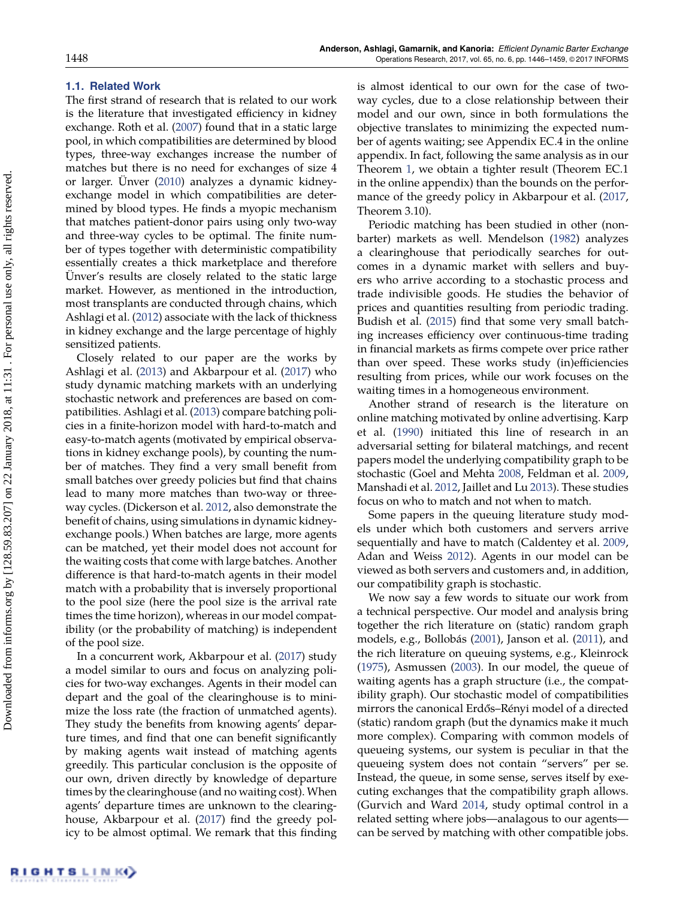### 1.1. Related Work

The first strand of research that is related to our work is the literature that investigated efficiency in kidney exchange. Roth et al. (2007) found that in a static large pool, in which compatibilities are determined by blood types, three-way exchanges increase the number of matches but there is no need for exchanges of size 4 or larger. Ünver (2010) analyzes a dynamic kidney-exchange model in which compatibilities are determined by blood types. He finds a myopic mechanism that matches patient-donor pairs using only two-way and three-way cycles to be optimal. The finite number of types together with deterministic compatibility essentially creates a thick marketplace and therefore Ünver's results are closely related to the static large market. However, as mentioned in the introduction, most transplants are conducted through chains, which Ashlagi et al. (2012) associate with the lack of thickness in kidney exchange and the large percentage of highly sensitized patients.

Closely related to our paper are the works by Ashlagi et al. (2013) and Akbarpour et al. (2017) who study dynamic matching markets with an underlying stochastic network and preferences are based on compatibilities. Ashlagi et al. (2013) compare batching policies in a finite-horizon model with hard-to-match and easy-to-match agents (motivated by empirical observations in kidney exchange pools), by counting the number of matches. They find a very small benefit from small batches over greedy policies but find that chains lead to many more matches than two-way or three-way cycles. (Dickerson et al. 2012, also demonstrate the benefit of chains, using simulations in dynamic kidney-exchange pools.) When batches are large, more agents can be matched, yet their model does not account for the waiting costs that come with large batches. Another difference is that hard-to-match agents in their model match with a probability that is inversely proportional to the pool size (here the pool size is the arrival rate times the time horizon), whereas in our model compatibility (or the probability of matching) is independent of the pool size.

In a concurrent work, Akbarpour et al. (2017) study a model similar to ours and focus on analyzing policies for two-way exchanges. Agents in their model can depart and the goal of the clearinghouse is to minimize the loss rate (the fraction of unmatched agents). They study the benefits from knowing agents' departure times, and find that one can benefit significantly by making agents wait instead of matching agents greedily. This particular conclusion is the opposite of our own, driven directly by knowledge of departure times by the clearinghouse (and no waiting cost). When agents' departure times are unknown to the clearinghouse, Akbarpour et al. (2017) find the greedy policy to be almost optimal. We remark that this finding is almost identical to our own for the case of two-way cycles, due to a close relationship between their model and our own, since in both formulations the objective translates to minimizing the expected number of agents waiting; see Appendix EC.4 in the online appendix. In fact, following the same analysis as in our Theorem 1, we obtain a tighter result (Theorem EC.1 in the online appendix) than the bounds on the performance of the greedy policy in Akbarpour et al. (2017, Theorem 3.10).

Periodic matching has been studied in other (non-barter) markets as well. Mendelson (1982) analyzes a clearinghouse that periodically searches for outcomes in a dynamic market with sellers and buyers who arrive according to a stochastic process and trade indivisible goods. He studies the behavior of prices and quantities resulting from periodic trading. Budish et al. (2015) find that some very small batching increases efficiency over continuous-time trading in financial markets as firms compete over price rather than over speed. These works study (in)efficiencies resulting from prices, while our work focuses on the waiting times in a homogeneous environment.

Another strand of research is the literature on online matching motivated by online advertising. Karp et al. (1990) initiated this line of research in an adversarial setting for bilateral matchings, and recent papers model the underlying compatibility graph to be stochastic (Goel and Mehta 2008, Feldman et al. 2009, Manshadi et al. 2012, Jaillet and Lu 2013). These studies focus on who to match and not when to match.

Some papers in the queuing literature study models under which both customers and servers arrive sequentially and have to match (Caldentey et al. 2009, Adan and Weiss 2012). Agents in our model can be viewed as both servers and customers and, in addition, our compatibility graph is stochastic.

We now say a few words to situate our work from a technical perspective. Our model and analysis bring together the rich literature on (static) random graph models, e.g., Bollobás (2001), Janson et al. (2011), and the rich literature on queuing systems, e.g., Kleinrock (1975), Asmussen (2003). In our model, the queue of waiting agents has a graph structure (i.e., the compatibility graph). Our stochastic model of compatibilities mirrors the canonical Erdős–Rényi model of a directed (static) random graph (but the dynamics make it much more complex). Comparing with common models of queueing systems, our system is peculiar in that the queueing system does not contain "servers" per se. Instead, the queue, in some sense, serves itself by executing exchanges that the compatibility graph allows. (Gurvich and Ward 2014, study optimal control in a related setting where jobs—analagous to our agents—can be served by matching with other compatible jobs.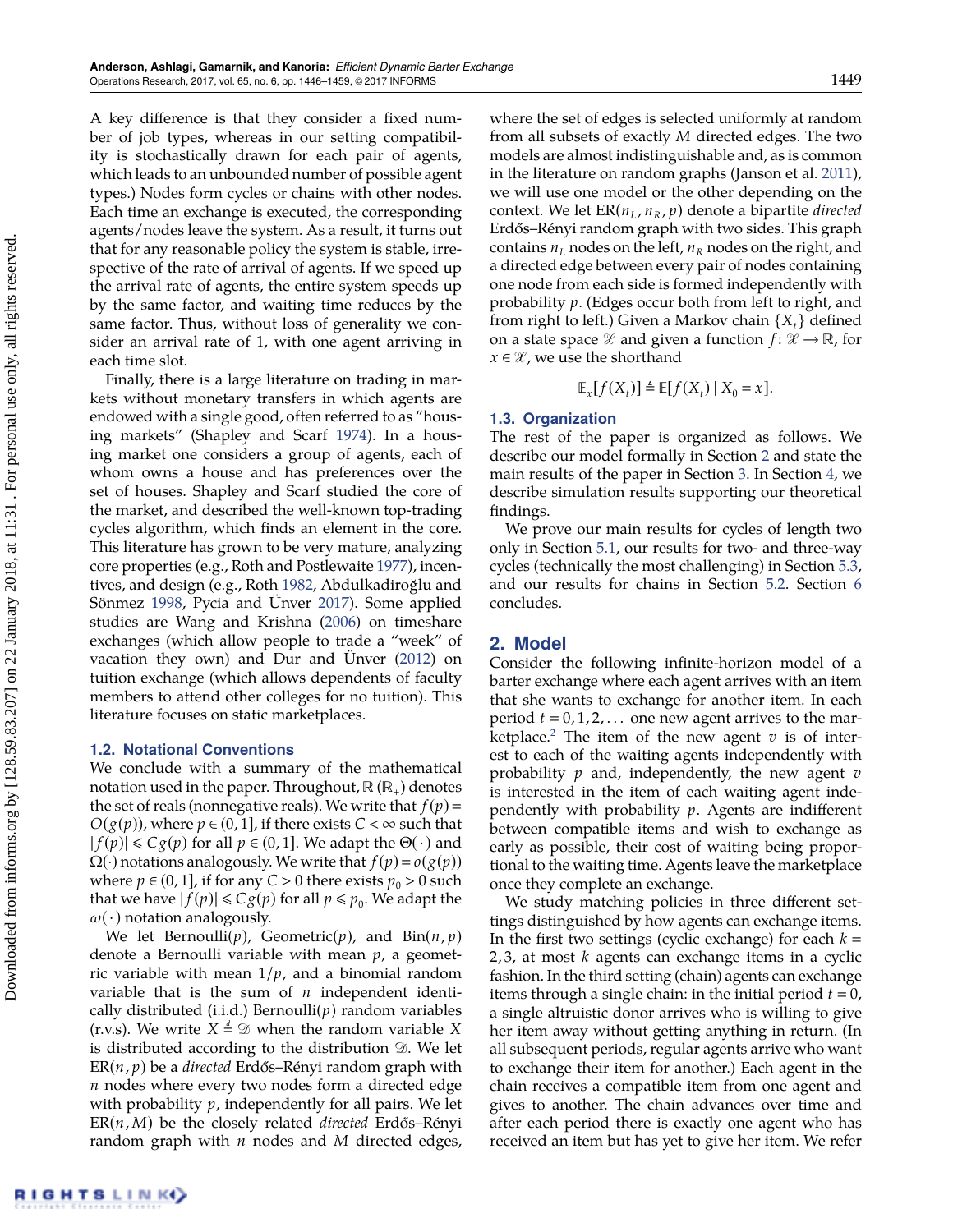A key difference is that they consider a fixed number of job types, whereas in our setting compatibility is stochastically drawn for each pair of agents, which leads to an unbounded number of possible agent types.) Nodes form cycles or chains with other nodes. Each time an exchange is executed, the corresponding agents/nodes leave the system. As a result, it turns out that for any reasonable policy the system is stable, irrespective of the rate of arrival of agents. If we speed up the arrival rate of agents, the entire system speeds up by the same factor, and waiting time reduces by the same factor. Thus, without loss of generality we consider an arrival rate of 1, with one agent arriving in each time slot.

Finally, there is a large literature on trading in markets without monetary transfers in which agents are endowed with a single good, often referred to as "housing markets" (Shapley and Scarf 1974). In a housing market one considers a group of agents, each of whom owns a house and has preferences over the set of houses. Shapley and Scarf studied the core of the market, and described the well-known top-trading cycles algorithm, which finds an element in the core. This literature has grown to be very mature, analyzing core properties (e.g., Roth and Postlewaite 1977), incentives, and design (e.g., Roth 1982, Abdulkadiroğlu and Sönmez 1998, Pycia and Ünver 2017). Some applied studies are Wang and Krishna (2006) on timeshare exchanges (which allow people to trade a "week" of vacation they own) and Dur and Ünver (2012) on tuition exchange (which allows dependents of faculty members to attend other colleges for no tuition). This literature focuses on static marketplaces.

### 1.2. Notational Conventions

We conclude with a summary of the mathematical notation used in the paper. Throughout, $\mathbb{R}$ ($\mathbb{R}_+$) denotes the set of reals (nonnegative reals). We write that $f(p) = O(g(p))$, where $p \in (0,1]$, if there exists $C < \infty$ such that $|f(p)| \leqslant Cg(p)$ for all $p \in (0,1]$. We adapt the $\Theta(\cdot)$ and $\Omega(\cdot)$ notations analogously. We write that $f(p) = o(g(p))$ where $p \in (0,1]$, if for any $C > 0$ there exists $p_0 > 0$ such that we have $|f(p)| \leqslant Cg(p)$ for all $p \leqslant p_0$. We adapt the $\omega(\cdot)$ notation analogously.

We let Bernoulli($p$), Geometric($p$), and Bin($n, p$) denote a Bernoulli variable with mean $p$, a geometric variable with mean $1/p$, and a binomial random variable that is the sum of $n$ independent identically distributed (i.i.d.) Bernoulli($p$) random variables (r.v.s). We write $X \stackrel{d}{=} \mathscr{D}$ when the random variable $X$ is distributed according to the distribution $\mathscr{D}$. We let ER($n, p$) be a *directed* Erdős–Rényi random graph with $n$ nodes where every two nodes form a directed edge with probability $p$, independently for all pairs. We let ER($n, M$) be the closely related *directed* Erdős–Rényi random graph with $n$ nodes and $M$ directed edges, where the set of edges is selected uniformly at random from all subsets of exactly $M$ directed edges. The two models are almost indistinguishable and, as is common in the literature on random graphs (Janson et al. 2011), we will use one model or the other depending on the context. We let ER($n_L, n_R, p$) denote a bipartite *directed* Erdős–Rényi random graph with two sides. This graph contains $n_L$ nodes on the left, $n_R$ nodes on the right, and a directed edge between every pair of nodes containing one node from each side is formed independently with probability $p$. (Edges occur both from left to right, and from right to left.) Given a Markov chain $\{X_t\}$ defined on a state space $\mathscr{X}$ and given a function $f: \mathscr{X} \to \mathbb{R}$, for $x \in \mathscr{X}$, we use the shorthand

$$\mathbb{E}_x[f(X_t)] \triangleq \mathbb{E}[f(X_t) \mid X_0 = x].$$

### 1.3. Organization

The rest of the paper is organized as follows. We describe our model formally in Section 2 and state the main results of the paper in Section 3. In Section 4, we describe simulation results supporting our theoretical findings.

We prove our main results for cycles of length two only in Section 5.1, our results for two- and three-way cycles (technically the most challenging) in Section 5.3, and our results for chains in Section 5.2. Section 6 concludes.

## 2. Model

Consider the following infinite-horizon model of a barter exchange where each agent arrives with an item that she wants to exchange for another item. In each period $t = 0, 1, 2, \ldots$ one new agent arrives to the marketplace.[2] The item of the new agent $v$ is of interest to each of the waiting agents independently with probability $p$ and, independently, the new agent $v$ is interested in the item of each waiting agent independently with probability $p$. Agents are indifferent between compatible items and wish to exchange as early as possible, their cost of waiting being proportional to the waiting time. Agents leave the marketplace once they complete an exchange.

We study matching policies in three different settings distinguished by how agents can exchange items. In the first two settings (cyclic exchange) for each $k = 2, 3$, at most $k$ agents can exchange items in a cyclic fashion. In the third setting (chain) agents can exchange items through a single chain: in the initial period $t = 0$, a single altruistic donor arrives who is willing to give her item away without getting anything in return. (In all subsequent periods, regular agents arrive who want to exchange their item for another.) Each agent in the chain receives a compatible item from one agent and gives to another. The chain advances over time and after each period there is exactly one agent who has received an item but has yet to give her item. We refer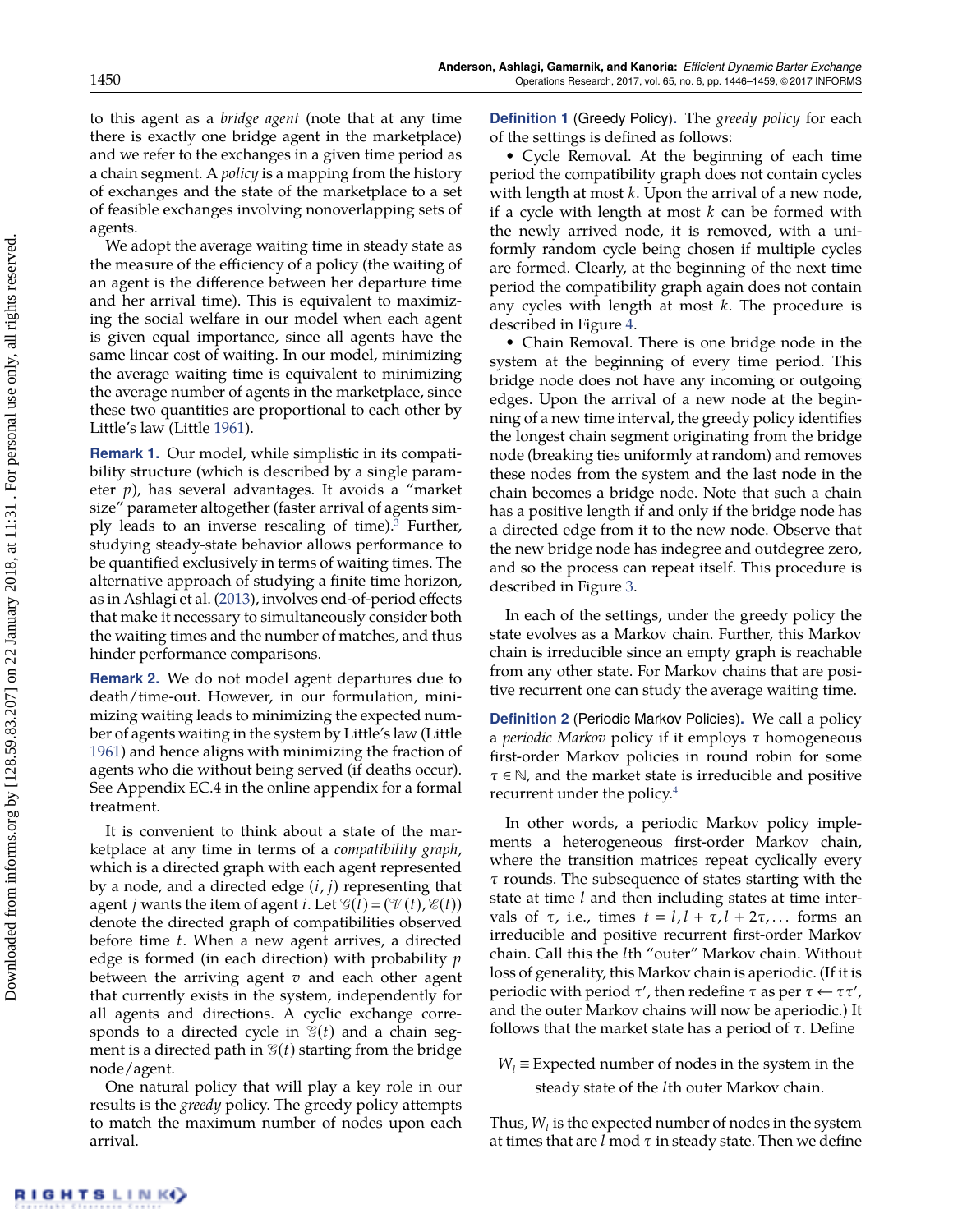to this agent as a *bridge agent* (note that at any time there is exactly one bridge agent in the marketplace) and we refer to the exchanges in a given time period as a chain segment. A *policy* is a mapping from the history of exchanges and the state of the marketplace to a set of feasible exchanges involving nonoverlapping sets of agents.

We adopt the average waiting time in steady state as the measure of the efficiency of a policy (the waiting of an agent is the difference between her departure time and her arrival time). This is equivalent to maximizing the social welfare in our model when each agent is given equal importance, since all agents have the same linear cost of waiting. In our model, minimizing the average waiting time is equivalent to minimizing the average number of agents in the marketplace, since these two quantities are proportional to each other by Little's law (Little 1961).

**Remark 1.** Our model, while simplistic in its compatibility structure (which is described by a single parameter $p$), has several advantages. It avoids a "market size" parameter altogether (faster arrival of agents simply leads to an inverse rescaling of time).[3] Further, studying steady-state behavior allows performance to be quantified exclusively in terms of waiting times. The alternative approach of studying a finite time horizon, as in Ashlagi et al. (2013), involves end-of-period effects that make it necessary to simultaneously consider both the waiting times and the number of matches, and thus hinder performance comparisons.

**Remark 2.** We do not model agent departures due to death/time-out. However, in our formulation, minimizing waiting leads to minimizing the expected number of agents waiting in the system by Little's law (Little 1961) and hence aligns with minimizing the fraction of agents who die without being served (if deaths occur). See Appendix EC.4 in the online appendix for a formal treatment.

It is convenient to think about a state of the marketplace at any time in terms of a *compatibility graph*, which is a directed graph with each agent represented by a node, and a directed edge $(i, j)$ representing that agent $j$ wants the item of agent $i$. Let $\mathcal{G}(t) = (\mathcal{V}(t), \mathcal{E}(t))$ denote the directed graph of compatibilities observed before time $t$. When a new agent arrives, a directed edge is formed (in each direction) with probability $p$ between the arriving agent $v$ and each other agent that currently exists in the system, independently for all agents and directions. A cyclic exchange corresponds to a directed cycle in $\mathcal{G}(t)$ and a chain segment is a directed path in $\mathcal{G}(t)$ starting from the bridge node/agent.

One natural policy that will play a key role in our results is the *greedy* policy. The greedy policy attempts to match the maximum number of nodes upon each arrival.

**Definition 1** (Greedy Policy). The *greedy policy* for each of the settings is defined as follows:

- Cycle Removal. At the beginning of each time period the compatibility graph does not contain cycles with length at most $k$. Upon the arrival of a new node, if a cycle with length at most $k$ can be formed with the newly arrived node, it is removed, with a uniformly random cycle being chosen if multiple cycles are formed. Clearly, at the beginning of the next time period the compatibility graph again does not contain any cycles with length at most $k$. The procedure is described in Figure 4.
- Chain Removal. There is one bridge node in the system at the beginning of every time period. This bridge node does not have any incoming or outgoing edges. Upon the arrival of a new node at the beginning of a new time interval, the greedy policy identifies the longest chain segment originating from the bridge node (breaking ties uniformly at random) and removes these nodes from the system and the last node in the chain becomes a bridge node. Note that such a chain has a positive length if and only if the bridge node has a directed edge from it to the new node. Observe that the new bridge node has indegree and outdegree zero, and so the process can repeat itself. This procedure is described in Figure 3.

In each of the settings, under the greedy policy the state evolves as a Markov chain. Further, this Markov chain is irreducible since an empty graph is reachable from any other state. For Markov chains that are positive recurrent one can study the average waiting time.

**Definition 2** (Periodic Markov Policies). We call a policy a *periodic Markov* policy if it employs $\tau$ homogeneous first-order Markov policies in round robin for some $\tau \in \mathbb{N}$, and the market state is irreducible and positive recurrent under the policy.[4]

In other words, a periodic Markov policy implements a heterogeneous first-order Markov chain, where the transition matrices repeat cyclically every $\tau$ rounds. The subsequence of states starting with the state at time $l$ and then including states at time intervals of $\tau$, i.e., times $t = l, l + \tau, l + 2\tau, \ldots$ forms an irreducible and positive recurrent first-order Markov chain. Call this the $l$th "outer" Markov chain. Without loss of generality, this Markov chain is aperiodic. (If it is periodic with period $\tau'$, then redefine $\tau$ as per $\tau \leftarrow \tau\tau'$, and the outer Markov chains will now be aperiodic.) It follows that the market state has a period of $\tau$. Define

$$W_l \equiv \text{Expected number of nodes in the system in the steady state of the } l\text{th outer Markov chain.}$$

Thus, $W_l$ is the expected number of nodes in the system at times that are $l$ mod $\tau$ in steady state. Then we define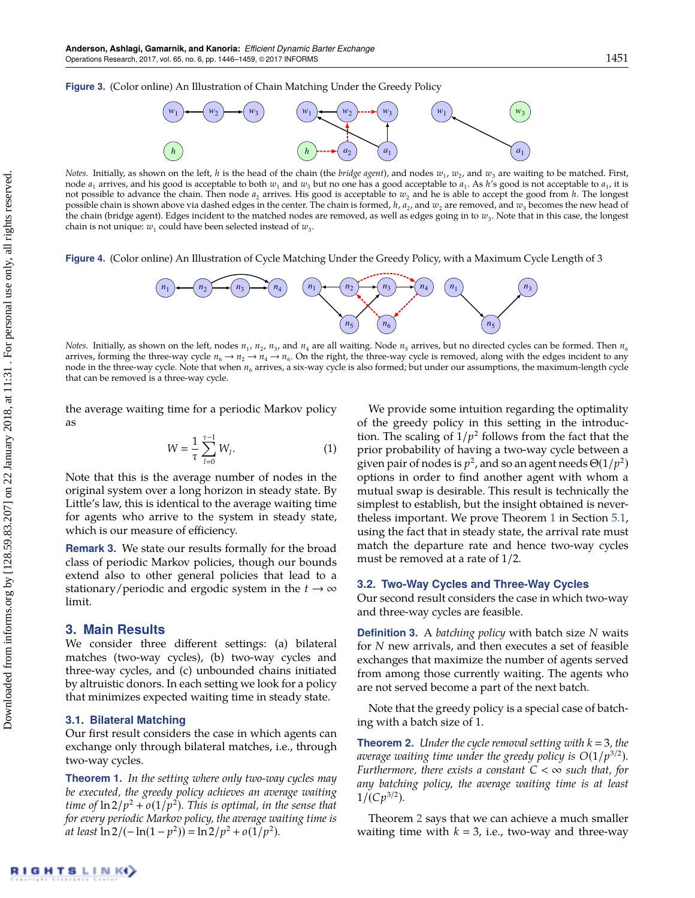**Figure 3.** (Color online) An Illustration of Chain Matching Under the Greedy Policy

*Notes.* Initially, as shown on the left, $h$ is the head of the chain (the *bridge agent*), and nodes $w_1$, $w_2$, and $w_3$ are waiting to be matched. First, node $a_1$ arrives, and his good is acceptable to both $w_1$ and $w_3$ but no one has a good acceptable to $a_1$. As $h$'s good is not acceptable to $a_1$, it is not possible to advance the chain. Then node $a_2$ arrives. His good is acceptable to $w_2$ and he is able to accept the good from $h$. The longest possible chain is shown above via dashed edges in the center. The chain is formed, $h$, $a_2$, and $w_2$ are removed, and $w_3$ becomes the new head of the chain (bridge agent). Edges incident to the matched nodes are removed, as well as edges going in to $w_3$. Note that in this case, the longest chain is not unique: $w_1$ could have been selected instead of $w_3$.

**Figure 4.** (Color online) An Illustration of Cycle Matching Under the Greedy Policy, with a Maximum Cycle Length of 3

*Notes.* Initially, as shown on the left, nodes $n_1$, $n_2$, $n_3$, and $n_4$ are all waiting. Node $n_5$ arrives, but no directed cycles can be formed. Then $n_6$ arrives, forming the three-way cycle $n_6 \to n_2 \to n_4 \to n_6$. On the right, the three-way cycle is removed, along with the edges incident to any node in the three-way cycle. Note that when $n_6$ arrives, a six-way cycle is also formed; but under our assumptions, the maximum-length cycle that can be removed is a three-way cycle.

the average waiting time for a periodic Markov policy as

$$W = \frac{1}{\tau}\sum_{l=0}^{\tau-1} W_l. \tag{1}$$

Note that this is the average number of nodes in the original system over a long horizon in steady state. By Little's law, this is identical to the average waiting time for agents who arrive to the system in steady state, which is our measure of efficiency.

**Remark 3.** We state our results formally for the broad class of periodic Markov policies, though our bounds extend also to other general policies that lead to a stationary/periodic and ergodic system in the $t \to \infty$ limit.

## 3. Main Results

We consider three different settings: (a) bilateral matches (two-way cycles), (b) two-way cycles and three-way cycles, and (c) unbounded chains initiated by altruistic donors. In each setting we look for a policy that minimizes expected waiting time in steady state.

### 3.1. Bilateral Matching

Our first result considers the case in which agents can exchange only through bilateral matches, i.e., through two-way cycles.

**Theorem 1.** *In the setting where only two-way cycles may be executed, the greedy policy achieves an average waiting time of $\ln 2/p^2 + o(1/p^2)$. This is optimal, in the sense that for every periodic Markov policy, the average waiting time is at least $\ln 2/(-\ln(1-p^2)) = \ln 2/p^2 + o(1/p^2)$.*

We provide some intuition regarding the optimality of the greedy policy in this setting in the introduction. The scaling of $1/p^2$ follows from the fact that the prior probability of having a two-way cycle between a given pair of nodes is $p^2$, and so an agent needs $\Theta(1/p^2)$ options in order to find another agent with whom a mutual swap is desirable. This result is technically the simplest to establish, but the insight obtained is nevertheless important. We prove Theorem 1 in Section 5.1, using the fact that in steady state, the arrival rate must match the departure rate and hence two-way cycles must be removed at a rate of 1/2.

### 3.2. Two-Way Cycles and Three-Way Cycles

Our second result considers the case in which two-way and three-way cycles are feasible.

**Definition 3.** A *batching policy* with batch size $N$ waits for $N$ new arrivals, and then executes a set of feasible exchanges that maximize the number of agents served from among those currently waiting. The agents who are not served become a part of the next batch.

Note that the greedy policy is a special case of batching with a batch size of 1.

**Theorem 2.** *Under the cycle removal setting with $k=3$, the average waiting time under the greedy policy is $O(1/p^{3/2})$. Furthermore, there exists a constant $C<\infty$ such that, for any batching policy, the average waiting time is at least $1/(Cp^{3/2})$.*

Theorem 2 says that we can achieve a much smaller waiting time with $k=3$, i.e., two-way and three-way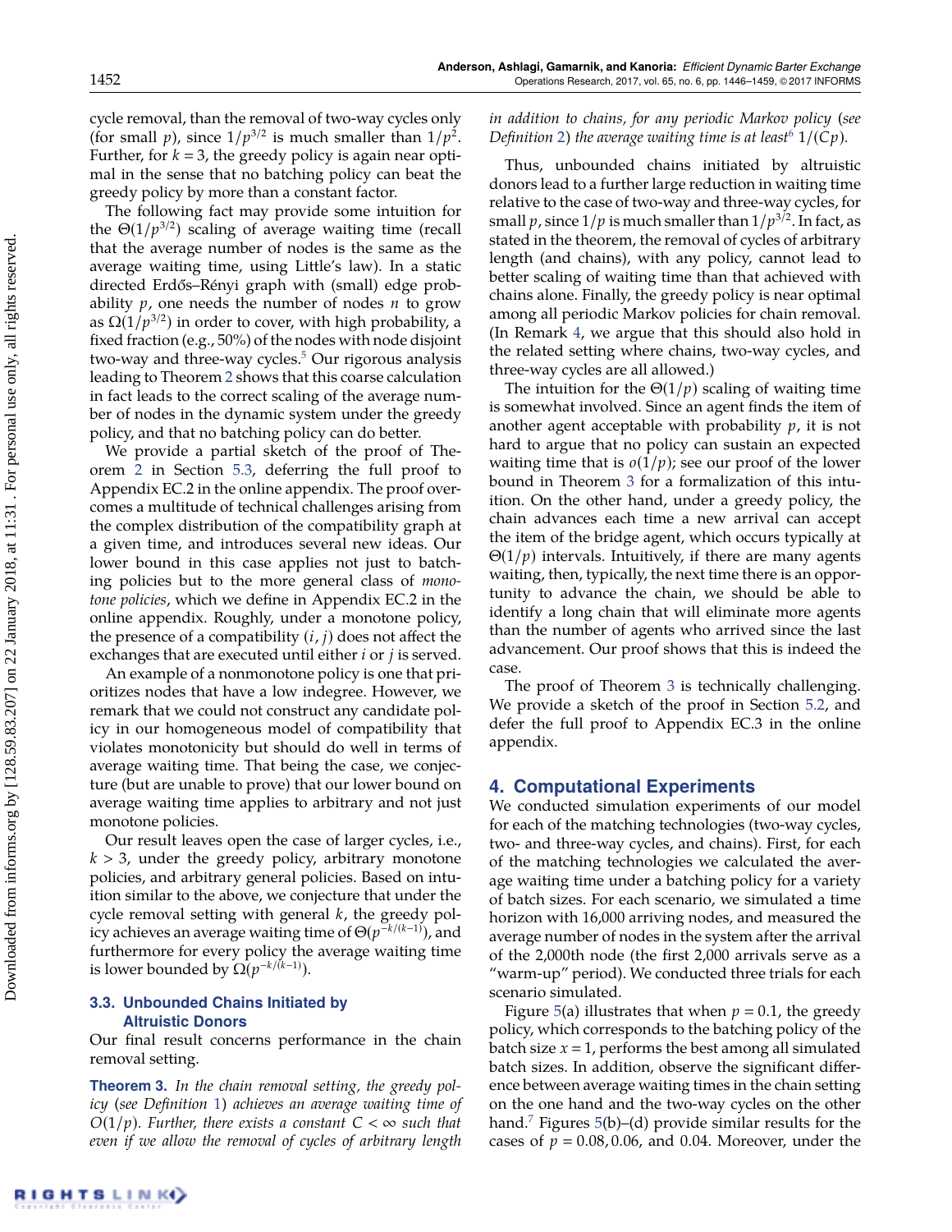cycle removal, than the removal of two-way cycles only (for small $p$), since $1/p^{3/2}$ is much smaller than $1/p^2$. Further, for $k = 3$, the greedy policy is again near optimal in the sense that no batching policy can beat the greedy policy by more than a constant factor.

The following fact may provide some intuition for the $\Theta(1/p^{3/2})$ scaling of average waiting time (recall that the average number of nodes is the same as the average waiting time, using Little's law). In a static directed Erdős–Rényi graph with (small) edge probability $p$, one needs the number of nodes $n$ to grow as $\Omega(1/p^{3/2})$ in order to cover, with high probability, a fixed fraction (e.g., 50%) of the nodes with node disjoint two-way and three-way cycles.[5] Our rigorous analysis leading to Theorem 2 shows that this coarse calculation in fact leads to the correct scaling of the average number of nodes in the dynamic system under the greedy policy, and that no batching policy can do better.

We provide a partial sketch of the proof of Theorem 2 in Section 5.3, deferring the full proof to Appendix EC.2 in the online appendix. The proof overcomes a multitude of technical challenges arising from the complex distribution of the compatibility graph at a given time, and introduces several new ideas. Our lower bound in this case applies not just to batching policies but to the more general class of *monotone policies*, which we define in Appendix EC.2 in the online appendix. Roughly, under a monotone policy, the presence of a compatibility $(i, j)$ does not affect the exchanges that are executed until either $i$ or $j$ is served.

An example of a nonmonotone policy is one that prioritizes nodes that have a low indegree. However, we remark that we could not construct any candidate policy in our homogeneous model of compatibility that violates monotonicity but should do well in terms of average waiting time. That being the case, we conjecture (but are unable to prove) that our lower bound on average waiting time applies to arbitrary and not just monotone policies.

Our result leaves open the case of larger cycles, i.e., $k > 3$, under the greedy policy, arbitrary monotone policies, and arbitrary general policies. Based on intuition similar to the above, we conjecture that under the cycle removal setting with general $k$, the greedy policy achieves an average waiting time of $\Theta(p^{-k/(k-1)})$, and furthermore for every policy the average waiting time is lower bounded by $\Omega(p^{-k/(k-1)})$.

### 3.3. Unbounded Chains Initiated by Altruistic Donors

Our final result concerns performance in the chain removal setting.

**Theorem 3.** *In the chain removal setting, the greedy policy (see Definition 1) achieves an average waiting time of $O(1/p)$. Further, there exists a constant $C < \infty$ such that even if we allow the removal of cycles of arbitrary length in addition to chains, for any periodic Markov policy (see Definition 2) the average waiting time is at least[6] $1/(Cp)$.*

Thus, unbounded chains initiated by altruistic donors lead to a further large reduction in waiting time relative to the case of two-way and three-way cycles, for small $p$, since $1/p$ is much smaller than $1/p^{3/2}$. In fact, as stated in the theorem, the removal of cycles of arbitrary length (and chains), with any policy, cannot lead to better scaling of waiting time than that achieved with chains alone. Finally, the greedy policy is near optimal among all periodic Markov policies for chain removal. (In Remark 4, we argue that this should also hold in the related setting where chains, two-way cycles, and three-way cycles are all allowed.)

The intuition for the $\Theta(1/p)$ scaling of waiting time is somewhat involved. Since an agent finds the item of another agent acceptable with probability $p$, it is not hard to argue that no policy can sustain an expected waiting time that is $o(1/p)$; see our proof of the lower bound in Theorem 3 for a formalization of this intuition. On the other hand, under a greedy policy, the chain advances each time a new arrival can accept the item of the bridge agent, which occurs typically at $\Theta(1/p)$ intervals. Intuitively, if there are many agents waiting, then, typically, the next time there is an opportunity to advance the chain, we should be able to identify a long chain that will eliminate more agents than the number of agents who arrived since the last advancement. Our proof shows that this is indeed the case.

The proof of Theorem 3 is technically challenging. We provide a sketch of the proof in Section 5.2, and defer the full proof to Appendix EC.3 in the online appendix.

## 4. Computational Experiments

We conducted simulation experiments of our model for each of the matching technologies (two-way cycles, two- and three-way cycles, and chains). First, for each of the matching technologies we calculated the average waiting time under a batching policy for a variety of batch sizes. For each scenario, we simulated a time horizon with 16,000 arriving nodes, and measured the average number of nodes in the system after the arrival of the 2,000th node (the first 2,000 arrivals serve as a "warm-up" period). We conducted three trials for each scenario simulated.

Figure 5(a) illustrates that when $p = 0.1$, the greedy policy, which corresponds to the batching policy of the batch size $x = 1$, performs the best among all simulated batch sizes. In addition, observe the significant difference between average waiting times in the chain setting on the one hand and the two-way cycles on the other hand.[7] Figures 5(b)–(d) provide similar results for the cases of $p = 0.08, 0.06$, and 0.04. Moreover, under the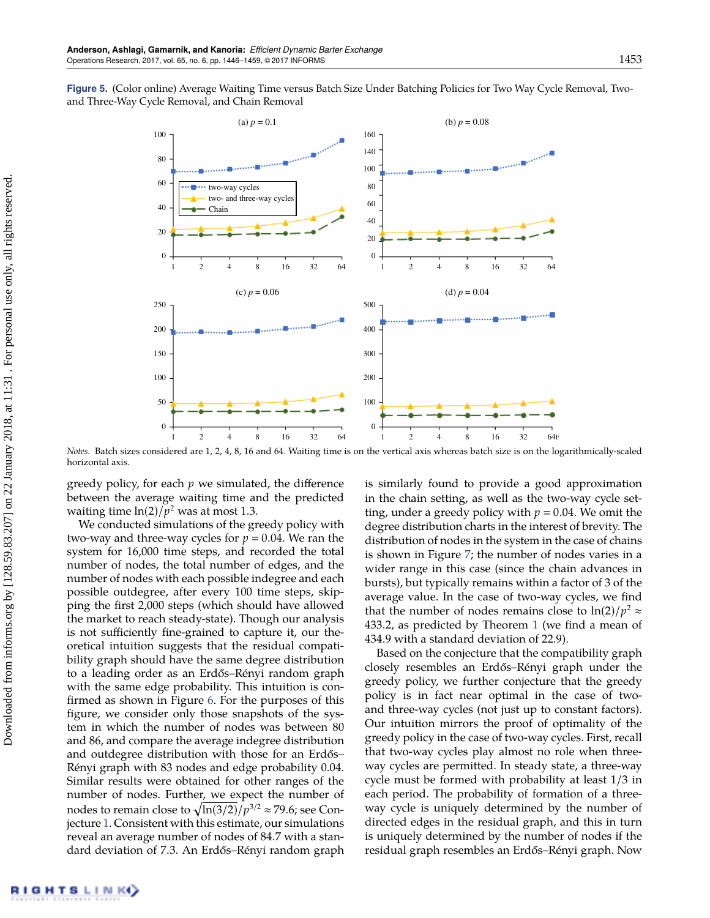**Figure 5.** (Color online) Average Waiting Time versus Batch Size Under Batching Policies for Two Way Cycle Removal, Two- and Three-Way Cycle Removal, and Chain Removal

*Notes.* Batch sizes considered are 1, 2, 4, 8, 16 and 64. Waiting time is on the vertical axis whereas batch size is on the logarithmically-scaled horizontal axis.

greedy policy, for each $p$ we simulated, the difference between the average waiting time and the predicted waiting time $\ln(2)/p^2$ was at most 1.3.

We conducted simulations of the greedy policy with two-way and three-way cycles for $p = 0.04$. We ran the system for 16,000 time steps, and recorded the total number of nodes, the total number of edges, and the number of nodes with each possible indegree and each possible outdegree, after every 100 time steps, skipping the first 2,000 steps (which should have allowed the market to reach steady-state). Though our analysis is not sufficiently fine-grained to capture it, our theoretical intuition suggests that the residual compatibility graph should have the same degree distribution to a leading order as an Erdős–Rényi random graph with the same edge probability. This intuition is confirmed as shown in Figure 6. For the purposes of this figure, we consider only those snapshots of the system in which the number of nodes was between 80 and 86, and compare the average indegree distribution and outdegree distribution with those for an Erdős–Rényi graph with 83 nodes and edge probability 0.04. Similar results were obtained for other ranges of the number of nodes. Further, we expect the number of nodes to remain close to $\sqrt{\ln(3/2)}/p^{3/2} \approx 79.6$; see Conjecture 1. Consistent with this estimate, our simulations reveal an average number of nodes of 84.7 with a standard deviation of 7.3. An Erdős–Rényi random graph is similarly found to provide a good approximation in the chain setting, as well as the two-way cycle setting, under a greedy policy with $p = 0.04$. We omit the degree distribution charts in the interest of brevity. The distribution of nodes in the system in the case of chains is shown in Figure 7; the number of nodes varies in a wider range in this case (since the chain advances in bursts), but typically remains within a factor of 3 of the average value. In the case of two-way cycles, we find that the number of nodes remains close to $\ln(2)/p^2 \approx 433.2$, as predicted by Theorem 1 (we find a mean of 434.9 with a standard deviation of 22.9).

Based on the conjecture that the compatibility graph closely resembles an Erdős–Rényi graph under the greedy policy, we further conjecture that the greedy policy is in fact near optimal in the case of two- and three-way cycles (not just up to constant factors). Our intuition mirrors the proof of optimality of the greedy policy in the case of two-way cycles. First, recall that two-way cycles play almost no role when three-way cycles are permitted. In steady state, a three-way cycle must be formed with probability at least 1/3 in each period. The probability of formation of a three-way cycle is uniquely determined by the number of directed edges in the residual graph, and this in turn is uniquely determined by the number of nodes if the residual graph resembles an Erdős–Rényi graph. Now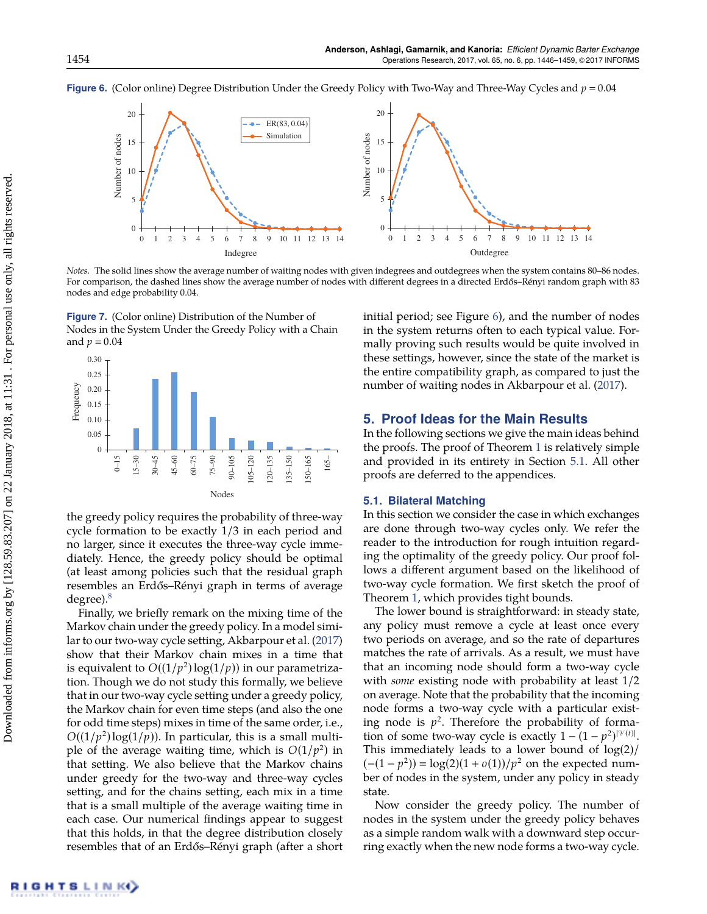**Figure 6.** (Color online) Degree Distribution Under the Greedy Policy with Two-Way and Three-Way Cycles and $p = 0.04$

*Notes.* The solid lines show the average number of waiting nodes with given indegrees and outdegrees when the system contains 80–86 nodes. For comparison, the dashed lines show the average number of nodes with different degrees in a directed Erdős–Rényi random graph with 83 nodes and edge probability 0.04.

**Figure 7.** (Color online) Distribution of the Number of Nodes in the System Under the Greedy Policy with a Chain and $p = 0.04$

the greedy policy requires the probability of three-way cycle formation to be exactly 1/3 in each period and no larger, since it executes the three-way cycle immediately. Hence, the greedy policy should be optimal (at least among policies such that the residual graph resembles an Erdős–Rényi graph in terms of average degree).[8]

Finally, we briefly remark on the mixing time of the Markov chain under the greedy policy. In a model similar to our two-way cycle setting, Akbarpour et al. (2017) show that their Markov chain mixes in a time that is equivalent to $O((1/p^2)\log(1/p))$ in our parametrization. Though we do not study this formally, we believe that in our two-way cycle setting under a greedy policy, the Markov chain for even time steps (and also the one for odd time steps) mixes in time of the same order, i.e., $O((1/p^2)\log(1/p))$. In particular, this is a small multiple of the average waiting time, which is $O(1/p^2)$ in that setting. We also believe that the Markov chains under greedy for the two-way and three-way cycles setting, and for the chains setting, each mix in a time that is a small multiple of the average waiting time in each case. Our numerical findings appear to suggest that this holds, in that the degree distribution closely resembles that of an Erdős–Rényi graph (after a short initial period; see Figure 6), and the number of nodes in the system returns often to each typical value. Formally proving such results would be quite involved in these settings, however, since the state of the market is the entire compatibility graph, as compared to just the number of waiting nodes in Akbarpour et al. (2017).

## 5. Proof Ideas for the Main Results

In the following sections we give the main ideas behind the proofs. The proof of Theorem 1 is relatively simple and provided in its entirety in Section 5.1. All other proofs are deferred to the appendices.

### 5.1. Bilateral Matching

In this section we consider the case in which exchanges are done through two-way cycles only. We refer the reader to the introduction for rough intuition regarding the optimality of the greedy policy. Our proof follows a different argument based on the likelihood of two-way cycle formation. We first sketch the proof of Theorem 1, which provides tight bounds.

The lower bound is straightforward: in steady state, any policy must remove a cycle at least once every two periods on average, and so the rate of departures matches the rate of arrivals. As a result, we must have that an incoming node should form a two-way cycle with *some* existing node with probability at least 1/2 on average. Note that the probability that the incoming node forms a two-way cycle with a particular existing node is $p^2$. Therefore the probability of formation of some two-way cycle is exactly $1-(1-p^2)^{|\mathcal{V}(t)|}$. This immediately leads to a lower bound of $\log(2)/(-(1-p^2)) = \log(2)(1+o(1))/p^2$ on the expected number of nodes in the system, under any policy in steady state.

Now consider the greedy policy. The number of nodes in the system under the greedy policy behaves as a simple random walk with a downward step occurring exactly when the new node forms a two-way cycle.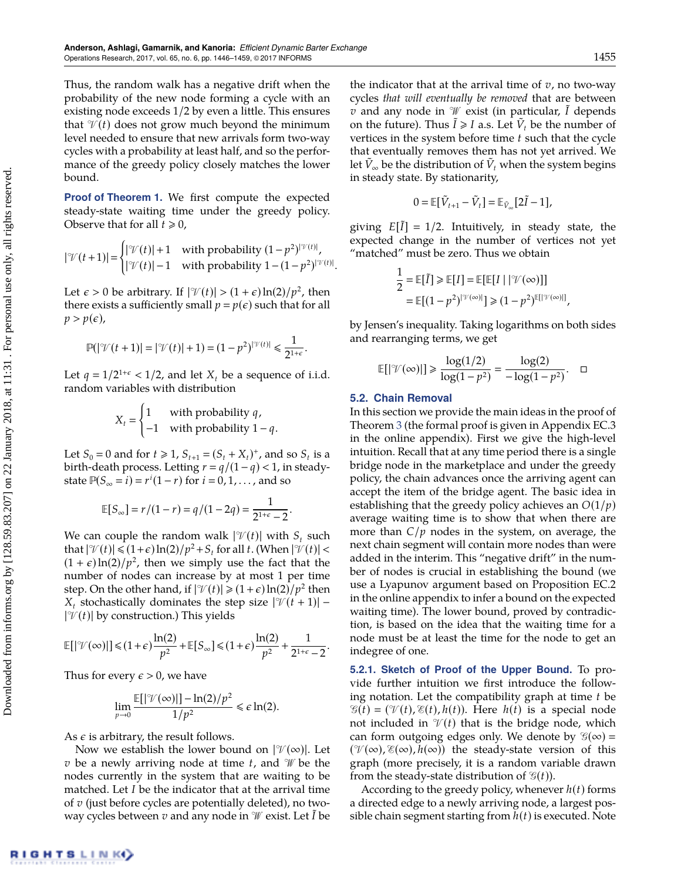Thus, the random walk has a negative drift when the probability of the new node forming a cycle with an existing node exceeds 1/2 by even a little. This ensures that $\mathcal{V}(t)$ does not grow much beyond the minimum level needed to ensure that new arrivals form two-way cycles with a probability at least half, and so the performance of the greedy policy closely matches the lower bound.

**Proof of Theorem 1.** We first compute the expected steady-state waiting time under the greedy policy. Observe that for all $t \geqslant 0$,

$$|\mathcal{V}(t+1)| = \begin{cases} |\mathcal{V}(t)|+1 & \text{with probability } (1-p^2)^{|\mathcal{V}(t)|}, \\ |\mathcal{V}(t)|-1 & \text{with probability } 1-(1-p^2)^{|\mathcal{V}(t)|}. \end{cases}$$

Let $\epsilon > 0$ be arbitrary. If $|\mathcal{V}(t)| > (1+\epsilon)\ln(2)/p^2$, then there exists a sufficiently small $p = p(\epsilon)$ such that for all $p > p(\epsilon)$,

$$\mathbb{P}(|\mathcal{V}(t+1)| = |\mathcal{V}(t)|+1) = (1-p^2)^{|\mathcal{V}(t)|} \leqslant \frac{1}{2^{1+\epsilon}}.$$

Let $q = 1/2^{1+\epsilon} < 1/2$, and let $X_t$ be a sequence of i.i.d. random variables with distribution

$$X_t = \begin{cases} 1 & \text{with probability } q, \\ -1 & \text{with probability } 1-q. \end{cases}$$

Let $S_0 = 0$ and for $t \geqslant 1$, $S_{t+1} = (S_t + X_t)^+$, and so $S_t$ is a birth-death process. Letting $r = q/(1-q) < 1$, in steady-state $\mathbb{P}(S_\infty = i) = r^i(1-r)$ for $i = 0, 1, \ldots,$ and so

$$\mathbb{E}[S_\infty] = r/(1-r) = q/(1-2q) = \frac{1}{2^{1+\epsilon}-2}.$$

We can couple the random walk $|\mathcal{V}(t)|$ with $S_t$ such that $|\mathcal{V}(t)| \leqslant (1+\epsilon)\ln(2)/p^2 + S_t$ for all $t$. (When $|\mathcal{V}(t)| < (1+\epsilon)\ln(2)/p^2$, then we simply use the fact that the number of nodes can increase by at most 1 per time step. On the other hand, if $|\mathcal{V}(t)| \geqslant (1+\epsilon)\ln(2)/p^2$ then $X_t$ stochastically dominates the step size $|\mathcal{V}(t+1)| - |\mathcal{V}(t)|$ by construction.) This yields

$$\mathbb{E}[|\mathcal{V}(\infty)|] \leqslant (1+\epsilon)\frac{\ln(2)}{p^2} + \mathbb{E}[S_\infty] \leqslant (1+\epsilon)\frac{\ln(2)}{p^2} + \frac{1}{2^{1+\epsilon}-2}.$$

Thus for every $\epsilon > 0$, we have

$$\lim_{p\to 0} \frac{\mathbb{E}[|\mathcal{V}(\infty)|] - \ln(2)/p^2}{1/p^2} \leqslant \epsilon \ln(2).$$

As $\epsilon$ is arbitrary, the result follows.

Now we establish the lower bound on $|\mathcal{V}(\infty)|$. Let $v$ be a newly arriving node at time $t$, and $\mathcal{W}$ be the nodes currently in the system that are waiting to be matched. Let $I$ be the indicator that at the arrival time of $v$ (just before cycles are potentially deleted), no two-way cycles between $v$ and any node in $\mathcal{W}$ exist. Let $\tilde{I}$ be the indicator that at the arrival time of $v$, no two-way cycles *that will eventually be removed* that are between $v$ and any node in $\mathcal{W}$ exist (in particular, $\tilde{I}$ depends on the future). Thus $\tilde{I} \geqslant I$ a.s. Let $\tilde{V}_t$ be the number of vertices in the system before time $t$ such that the cycle that eventually removes them has not yet arrived. We let $\tilde{V}_\infty$ be the distribution of $\tilde{V}_t$ when the system begins in steady state. By stationarity,

$$0 = \mathbb{E}[\tilde{V}_{t+1} - \tilde{V}_t] = \mathbb{E}_{\tilde{V}_\infty}[2\tilde{I} - 1],$$

giving $E[\tilde{I}] = 1/2$. Intuitively, in steady state, the expected change in the number of vertices not yet "matched" must be zero. Thus we obtain

$$\begin{aligned} \frac{1}{2} &= \mathbb{E}[\tilde{I}] \geqslant \mathbb{E}[I] = \mathbb{E}[\mathbb{E}[I \mid |\mathcal{V}(\infty)]] \\ &= \mathbb{E}[(1-p^2)^{|\mathcal{V}(\infty)|}] \geqslant (1-p^2)^{\mathbb{E}[|\mathcal{V}(\infty)|]}, \end{aligned}$$

by Jensen's inequality. Taking logarithms on both sides and rearranging terms, we get

$$\mathbb{E}[|\mathcal{V}(\infty)|] \geqslant \frac{\log(1/2)}{\log(1-p^2)} = \frac{\log(2)}{-\log(1-p^2)}. \quad \square$$

### 5.2. Chain Removal

In this section we provide the main ideas in the proof of Theorem 3 (the formal proof is given in Appendix EC.3 in the online appendix). First we give the high-level intuition. Recall that at any time period there is a single bridge node in the marketplace and under the greedy policy, the chain advances once the arriving agent can accept the item of the bridge agent. The basic idea in establishing that the greedy policy achieves an $O(1/p)$ average waiting time is to show that when there are more than $C/p$ nodes in the system, on average, the next chain segment will contain more nodes than were added in the interim. This "negative drift" in the number of nodes is crucial in establishing the bound (we use a Lyapunov argument based on Proposition EC.2 in the online appendix to infer a bound on the expected waiting time). The lower bound, proved by contradiction, is based on the idea that the waiting time for a node must be at least the time for the node to get an indegree of one.

#### 5.2.1. Sketch of Proof of the Upper Bound.

To provide further intuition we first introduce the following notation. Let the compatibility graph at time $t$ be $\mathcal{G}(t) = (\mathcal{V}(t), \mathcal{E}(t), h(t))$. Here $h(t)$ is a special node not included in $\mathcal{V}(t)$ that is the bridge node, which can form outgoing edges only. We denote by $\mathcal{G}(\infty) = (\mathcal{V}(\infty), \mathcal{E}(\infty), h(\infty))$ the steady-state version of this graph (more precisely, it is a random variable drawn from the steady-state distribution of $\mathcal{G}(t)$).

According to the greedy policy, whenever $h(t)$ forms a directed edge to a newly arriving node, a largest possible chain segment starting from $h(t)$ is executed. Note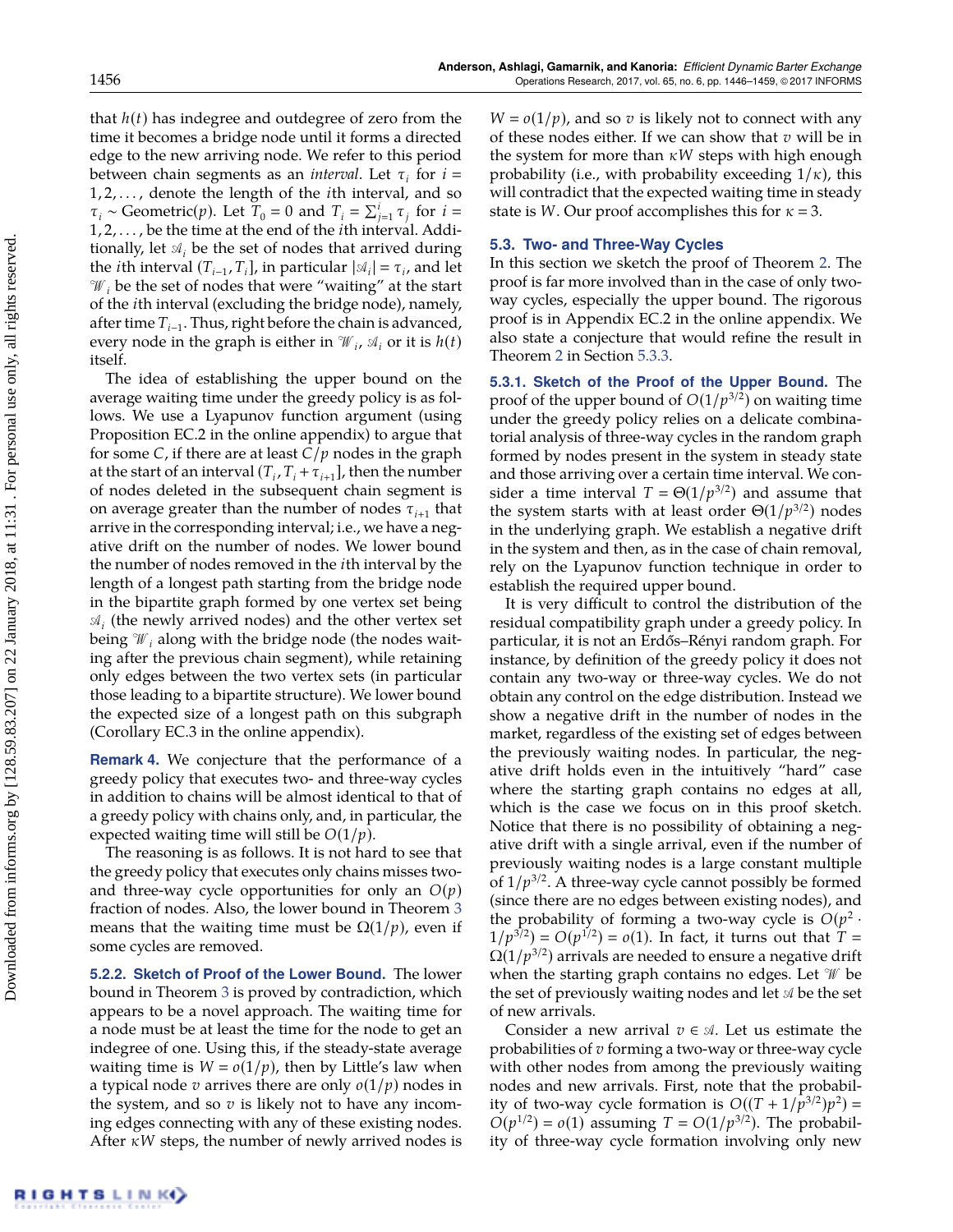that $h(t)$ has indegree and outdegree of zero from the time it becomes a bridge node until it forms a directed edge to the new arriving node. We refer to this period between chain segments as an *interval*. Let $\tau_i$ for $i = 1, 2, \ldots,$ denote the length of the $i$th interval, and so $\tau_i \sim \text{Geometric}(p)$. Let $T_0 = 0$ and $T_i = \sum_{j=1}^{i} \tau_j$ for $i = 1, 2, \ldots,$ be the time at the end of the $i$th interval. Additionally, let $\mathscr{A}_i$ be the set of nodes that arrived during the $i$th interval $(T_{i-1}, T_i]$, in particular $|\mathscr{A}_i| = \tau_i$, and let $\mathscr{W}_i$ be the set of nodes that were "waiting" at the start of the $i$th interval (excluding the bridge node), namely, after time $T_{i-1}$. Thus, right before the chain is advanced, every node in the graph is either in $\mathscr{W}_i$, $\mathscr{A}_i$ or it is $h(t)$ itself.

The idea of establishing the upper bound on the average waiting time under the greedy policy is as follows. We use a Lyapunov function argument (using Proposition EC.2 in the online appendix) to argue that for some $C$, if there are at least $C/p$ nodes in the graph at the start of an interval $(T_i, T_i + \tau_{i+1}]$, then the number of nodes deleted in the subsequent chain segment is on average greater than the number of nodes $\tau_{i+1}$ that arrive in the corresponding interval; i.e., we have a negative drift on the number of nodes. We lower bound the number of nodes removed in the $i$th interval by the length of a longest path starting from the bridge node in the bipartite graph formed by one vertex set being $\mathscr{A}_i$ (the newly arrived nodes) and the other vertex set being $\mathscr{W}_i$ along with the bridge node (the nodes waiting after the previous chain segment), while retaining only edges between the two vertex sets (in particular those leading to a bipartite structure). We lower bound the expected size of a longest path on this subgraph (Corollary EC.3 in the online appendix).

**Remark 4.** We conjecture that the performance of a greedy policy that executes two- and three-way cycles in addition to chains will be almost identical to that of a greedy policy with chains only, and, in particular, the expected waiting time will still be $O(1/p)$.

The reasoning is as follows. It is not hard to see that the greedy policy that executes only chains misses two- and three-way cycle opportunities for only an $O(p)$ fraction of nodes. Also, the lower bound in Theorem 3 means that the waiting time must be $\Omega(1/p)$, even if some cycles are removed.

**5.2.2. Sketch of Proof of the Lower Bound.** The lower bound in Theorem 3 is proved by contradiction, which appears to be a novel approach. The waiting time for a node must be at least the time for the node to get an indegree of one. Using this, if the steady-state average waiting time is $W = o(1/p)$, then by Little's law when a typical node $v$ arrives there are only $o(1/p)$ nodes in the system, and so $v$ is likely not to have any incoming edges connecting with any of these existing nodes. After $\kappa W$ steps, the number of newly arrived nodes is $W = o(1/p)$, and so $v$ is likely not to connect with any of these nodes either. If we can show that $v$ will be in the system for more than $\kappa W$ steps with high enough probability (i.e., with probability exceeding $1/\kappa$), this will contradict that the expected waiting time in steady state is $W$. Our proof accomplishes this for $\kappa = 3$.

## 5.3. Two- and Three-Way Cycles

In this section we sketch the proof of Theorem 2. The proof is far more involved than in the case of only two-way cycles, especially the upper bound. The rigorous proof is in Appendix EC.2 in the online appendix. We also state a conjecture that would refine the result in Theorem 2 in Section 5.3.3.

**5.3.1. Sketch of the Proof of the Upper Bound.** The proof of the upper bound of $O(1/p^{3/2})$ on waiting time under the greedy policy relies on a delicate combinatorial analysis of three-way cycles in the random graph formed by nodes present in the system in steady state and those arriving over a certain time interval. We consider a time interval $T = \Theta(1/p^{3/2})$ and assume that the system starts with at least order $\Theta(1/p^{3/2})$ nodes in the underlying graph. We establish a negative drift in the system and then, as in the case of chain removal, rely on the Lyapunov function technique in order to establish the required upper bound.

It is very difficult to control the distribution of the residual compatibility graph under a greedy policy. In particular, it is not an Erdős–Rényi random graph. For instance, by definition of the greedy policy it does not contain any two-way or three-way cycles. We do not obtain any control on the edge distribution. Instead we show a negative drift in the number of nodes in the market, regardless of the existing set of edges between the previously waiting nodes. In particular, the negative drift holds even in the intuitively "hard" case where the starting graph contains no edges at all, which is the case we focus on in this proof sketch. Notice that there is no possibility of obtaining a negative drift with a single arrival, even if the number of previously waiting nodes is a large constant multiple of $1/p^{3/2}$. A three-way cycle cannot possibly be formed (since there are no edges between existing nodes), and the probability of forming a two-way cycle is $O(p^2 \cdot 1/p^{3/2}) = O(p^{1/2}) = o(1)$. In fact, it turns out that $T = \Omega(1/p^{3/2})$ arrivals are needed to ensure a negative drift when the starting graph contains no edges. Let $\mathscr{W}$ be the set of previously waiting nodes and let $\mathscr{A}$ be the set of new arrivals.

Consider a new arrival $v \in \mathscr{A}$. Let us estimate the probabilities of $v$ forming a two-way or three-way cycle with other nodes from among the previously waiting nodes and new arrivals. First, note that the probability of two-way cycle formation is $O((T + 1/p^{3/2})p^2) = O(p^{1/2}) = o(1)$ assuming $T = O(1/p^{3/2})$. The probability of three-way cycle formation involving only new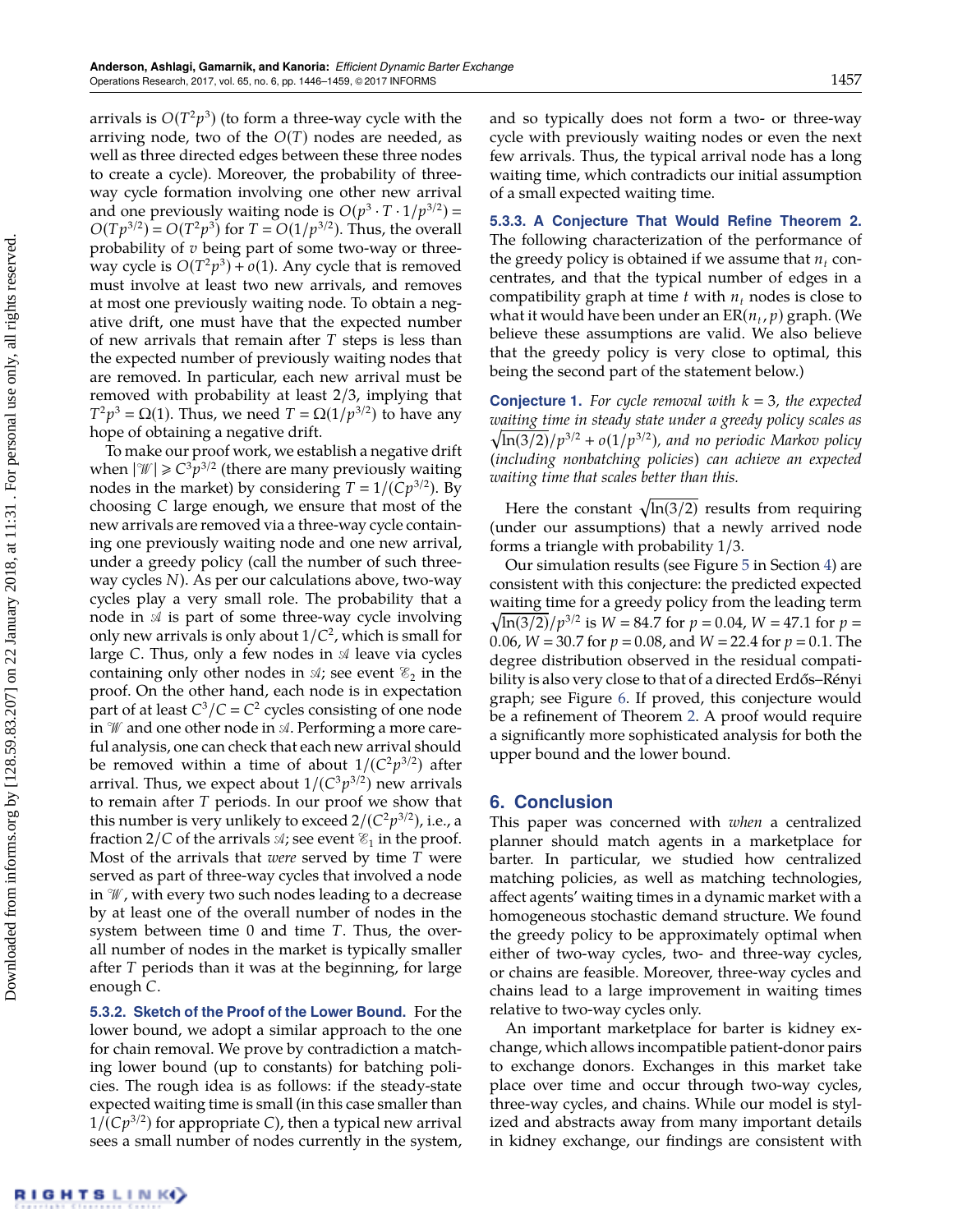arrivals is $O(T^2p^3)$ (to form a three-way cycle with the arriving node, two of the $O(T)$ nodes are needed, as well as three directed edges between these three nodes to create a cycle). Moreover, the probability of three-way cycle formation involving one other new arrival and one previously waiting node is $O(p^3 \cdot T \cdot 1/p^{3/2}) = O(Tp^{3/2}) = O(T^2p^3)$ for $T = O(1/p^{3/2})$. Thus, the overall probability of $v$ being part of some two-way or three-way cycle is $O(T^2p^3) + o(1)$. Any cycle that is removed must involve at least two new arrivals, and removes at most one previously waiting node. To obtain a negative drift, one must have that the expected number of new arrivals that remain after $T$ steps is less than the expected number of previously waiting nodes that are removed. In particular, each new arrival must be removed with probability at least 2/3, implying that $T^2p^3 = \Omega(1)$. Thus, we need $T = \Omega(1/p^{3/2})$ to have any hope of obtaining a negative drift.

To make our proof work, we establish a negative drift when $|\mathcal{W}| \geq C^3p^{3/2}$ (there are many previously waiting nodes in the market) by considering $T = 1/(Cp^{3/2})$. By choosing $C$ large enough, we ensure that most of the new arrivals are removed via a three-way cycle containing one previously waiting node and one new arrival, under a greedy policy (call the number of such three-way cycles $N$). As per our calculations above, two-way cycles play a very small role. The probability that a node in $\mathcal{A}$ is part of some three-way cycle involving only new arrivals is only about $1/C^2$, which is small for large $C$. Thus, only a few nodes in $\mathcal{A}$ leave via cycles containing only other nodes in $\mathcal{A}$; see event $\mathcal{E}_2$ in the proof. On the other hand, each node is in expectation part of at least $C^3/C = C^2$ cycles consisting of one node in $\mathcal{W}$ and one other node in $\mathcal{A}$. Performing a more careful analysis, one can check that each new arrival should be removed within a time of about $1/(C^2p^{3/2})$ after arrival. Thus, we expect about $1/(C^3p^{3/2})$ new arrivals to remain after $T$ periods. In our proof we show that this number is very unlikely to exceed $2/(C^2p^{3/2})$, i.e., a fraction $2/C$ of the arrivals $\mathcal{A}$; see event $\mathcal{E}_1$ in the proof. Most of the arrivals that *were* served by time $T$ were served as part of three-way cycles that involved a node in $\mathcal{W}$, with every two such nodes leading to a decrease by at least one of the overall number of nodes in the system between time 0 and time $T$. Thus, the overall number of nodes in the market is typically smaller after $T$ periods than it was at the beginning, for large enough $C$.

#### 5.3.2. Sketch of the Proof of the Lower Bound.

For the lower bound, we adopt a similar approach to the one for chain removal. We prove by contradiction a matching lower bound (up to constants) for batching policies. The rough idea is as follows: if the steady-state expected waiting time is small (in this case smaller than $1/(Cp^{3/2})$ for appropriate $C$), then a typical new arrival sees a small number of nodes currently in the system, and so typically does not form a two- or three-way cycle with previously waiting nodes or even the next few arrivals. Thus, the typical arrival node has a long waiting time, which contradicts our initial assumption of a small expected waiting time.

#### 5.3.3. A Conjecture That Would Refine Theorem 2.

The following characterization of the performance of the greedy policy is obtained if we assume that $n_t$ concentrates, and that the typical number of edges in a compatibility graph at time $t$ with $n_t$ nodes is close to what it would have been under an $\mathrm{ER}(n_t, p)$ graph. (We believe these assumptions are valid. We also believe that the greedy policy is very close to optimal, this being the second part of the statement below.)

**Conjecture 1.** *For cycle removal with $k = 3$, the expected waiting time in steady state under a greedy policy scales as $\sqrt{\ln(3/2)}/p^{3/2} + o(1/p^{3/2})$, and no periodic Markov policy (including nonbatching policies) can achieve an expected waiting time that scales better than this.*

Here the constant $\sqrt{\ln(3/2)}$ results from requiring (under our assumptions) that a newly arrived node forms a triangle with probability 1/3.

Our simulation results (see Figure 5 in Section 4) are consistent with this conjecture: the predicted expected waiting time for a greedy policy from the leading term $\sqrt{\ln(3/2)}/p^{3/2}$ is $W = 84.7$ for $p = 0.04$, $W = 47.1$ for $p = 0.06$, $W = 30.7$ for $p = 0.08$, and $W = 22.4$ for $p = 0.1$. The degree distribution observed in the residual compatibility is also very close to that of a directed Erdős–Rényi graph; see Figure 6. If proved, this conjecture would be a refinement of Theorem 2. A proof would require a significantly more sophisticated analysis for both the upper bound and the lower bound.

## 6. Conclusion

This paper was concerned with *when* a centralized planner should match agents in a marketplace for barter. In particular, we studied how centralized matching policies, as well as matching technologies, affect agents' waiting times in a dynamic market with a homogeneous stochastic demand structure. We found the greedy policy to be approximately optimal when either of two-way cycles, two- and three-way cycles, or chains are feasible. Moreover, three-way cycles and chains lead to a large improvement in waiting times relative to two-way cycles only.

An important marketplace for barter is kidney exchange, which allows incompatible patient-donor pairs to exchange donors. Exchanges in this market take place over time and occur through two-way cycles, three-way cycles, and chains. While our model is stylized and abstracts away from many important details in kidney exchange, our findings are consistent with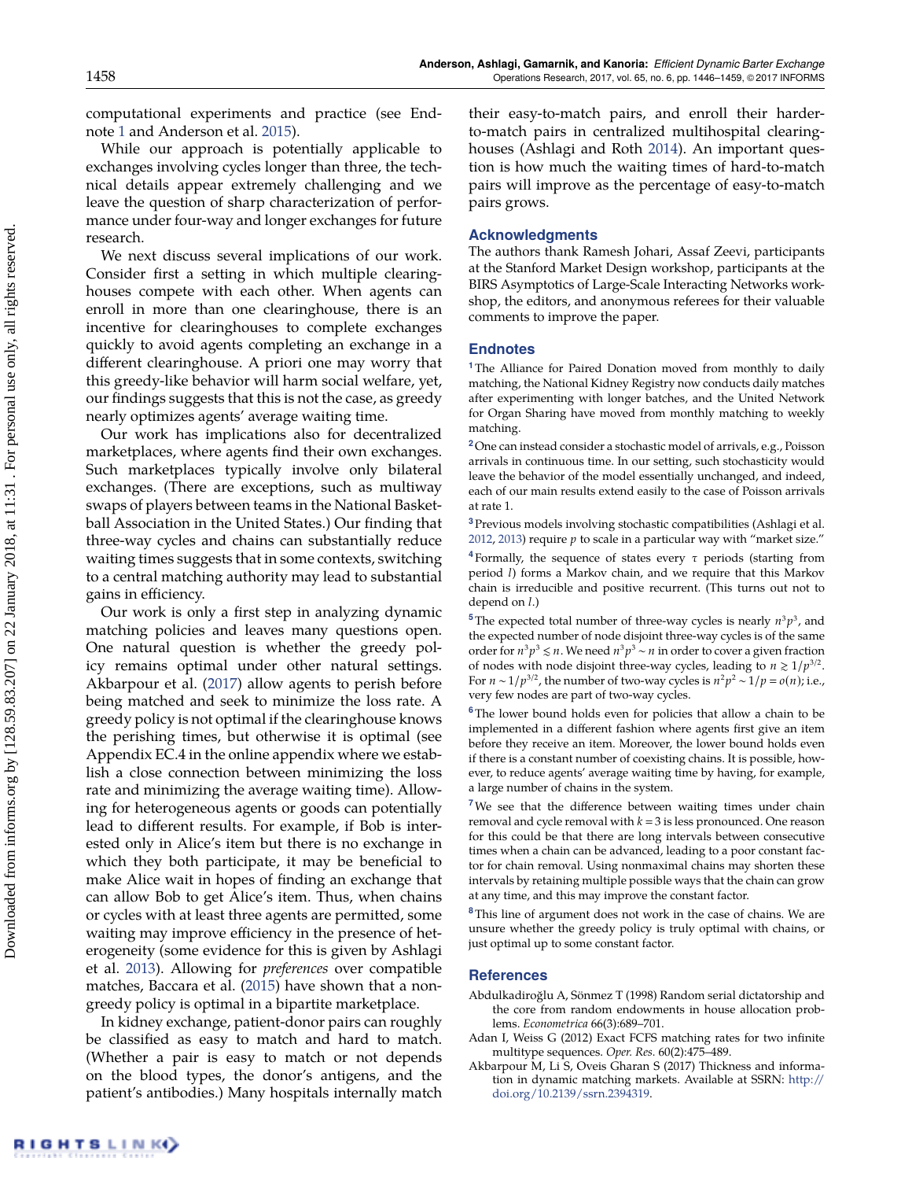computational experiments and practice (see Endnote 1 and Anderson et al. 2015).

While our approach is potentially applicable to exchanges involving cycles longer than three, the technical details appear extremely challenging and we leave the question of sharp characterization of performance under four-way and longer exchanges for future research.

We next discuss several implications of our work. Consider first a setting in which multiple clearinghouses compete with each other. When agents can enroll in more than one clearinghouse, there is an incentive for clearinghouses to complete exchanges quickly to avoid agents completing an exchange in a different clearinghouse. A priori one may worry that this greedy-like behavior will harm social welfare, yet, our findings suggests that this is not the case, as greedy nearly optimizes agents' average waiting time.

Our work has implications also for decentralized marketplaces, where agents find their own exchanges. Such marketplaces typically involve only bilateral exchanges. (There are exceptions, such as multiway swaps of players between teams in the National Basketball Association in the United States.) Our finding that three-way cycles and chains can substantially reduce waiting times suggests that in some contexts, switching to a central matching authority may lead to substantial gains in efficiency.

Our work is only a first step in analyzing dynamic matching policies and leaves many questions open. One natural question is whether the greedy policy remains optimal under other natural settings. Akbarpour et al. (2017) allow agents to perish before being matched and seek to minimize the loss rate. A greedy policy is not optimal if the clearinghouse knows the perishing times, but otherwise it is optimal (see Appendix EC.4 in the online appendix where we establish a close connection between minimizing the loss rate and minimizing the average waiting time). Allowing for heterogeneous agents or goods can potentially lead to different results. For example, if Bob is interested only in Alice's item but there is no exchange in which they both participate, it may be beneficial to make Alice wait in hopes of finding an exchange that can allow Bob to get Alice's item. Thus, when chains or cycles with at least three agents are permitted, some waiting may improve efficiency in the presence of heterogeneity (some evidence for this is given by Ashlagi et al. 2013). Allowing for *preferences* over compatible matches, Baccara et al. (2015) have shown that a nongreedy policy is optimal in a bipartite marketplace.

In kidney exchange, patient-donor pairs can roughly be classified as easy to match and hard to match. (Whether a pair is easy to match or not depends on the blood types, the donor's antigens, and the patient's antibodies.) Many hospitals internally match their easy-to-match pairs, and enroll their harder-to-match pairs in centralized multihospital clearinghouses (Ashlagi and Roth 2014). An important question is how much the waiting times of hard-to-match pairs will improve as the percentage of easy-to-match pairs grows.

## Acknowledgments

The authors thank Ramesh Johari, Assaf Zeevi, participants at the Stanford Market Design workshop, participants at the BIRS Asymptotics of Large-Scale Interacting Networks workshop, the editors, and anonymous referees for their valuable comments to improve the paper.

## Endnotes

[1] The Alliance for Paired Donation moved from monthly to daily matching, the National Kidney Registry now conducts daily matches after experimenting with longer batches, and the United Network for Organ Sharing have moved from monthly matching to weekly matching.

[2] One can instead consider a stochastic model of arrivals, e.g., Poisson arrivals in continuous time. In our setting, such stochasticity would leave the behavior of the model essentially unchanged, and indeed, each of our main results extend easily to the case of Poisson arrivals at rate 1.

[3] Previous models involving stochastic compatibilities (Ashlagi et al. 2012, 2013) require $p$ to scale in a particular way with "market size."

[4] Formally, the sequence of states every $\tau$ periods (starting from period $l$) forms a Markov chain, and we require that this Markov chain is irreducible and positive recurrent. (This turns out not to depend on $l$.)

[5] The expected total number of three-way cycles is nearly $n^3p^3$, and the expected number of node disjoint three-way cycles is of the same order for $n^3p^3 \lesssim n$. We need $n^3p^3 \sim n$ in order to cover a given fraction of nodes with node disjoint three-way cycles, leading to $n \gtrsim 1/p^{3/2}$. For $n \sim 1/p^{3/2}$, the number of two-way cycles is $n^2p^2 \sim 1/p = o(n)$; i.e., very few nodes are part of two-way cycles.

[6] The lower bound holds even for policies that allow a chain to be implemented in a different fashion where agents first give an item before they receive an item. Moreover, the lower bound holds even if there is a constant number of coexisting chains. It is possible, however, to reduce agents' average waiting time by having, for example, a large number of chains in the system.

[7] We see that the difference between waiting times under chain removal and cycle removal with $k = 3$ is less pronounced. One reason for this could be that there are long intervals between consecutive times when a chain can be advanced, leading to a poor constant factor for chain removal. Using nonmaximal chains may shorten these intervals by retaining multiple possible ways that the chain can grow at any time, and this may improve the constant factor.

[8] This line of argument does not work in the case of chains. We are unsure whether the greedy policy is truly optimal with chains, or just optimal up to some constant factor.

## References

Abdulkadiroğlu A, Sönmez T (1998) Random serial dictatorship and the core from random endowments in house allocation problems. *Econometrica* 66(3):689–701.

Adan I, Weiss G (2012) Exact FCFS matching rates for two infinite multitype sequences. *Oper. Res.* 60(2):475–489.

Akbarpour M, Li S, Oveis Gharan S (2017) Thickness and information in dynamic matching markets. Available at SSRN: http://doi.org/10.2139/ssrn.2394319.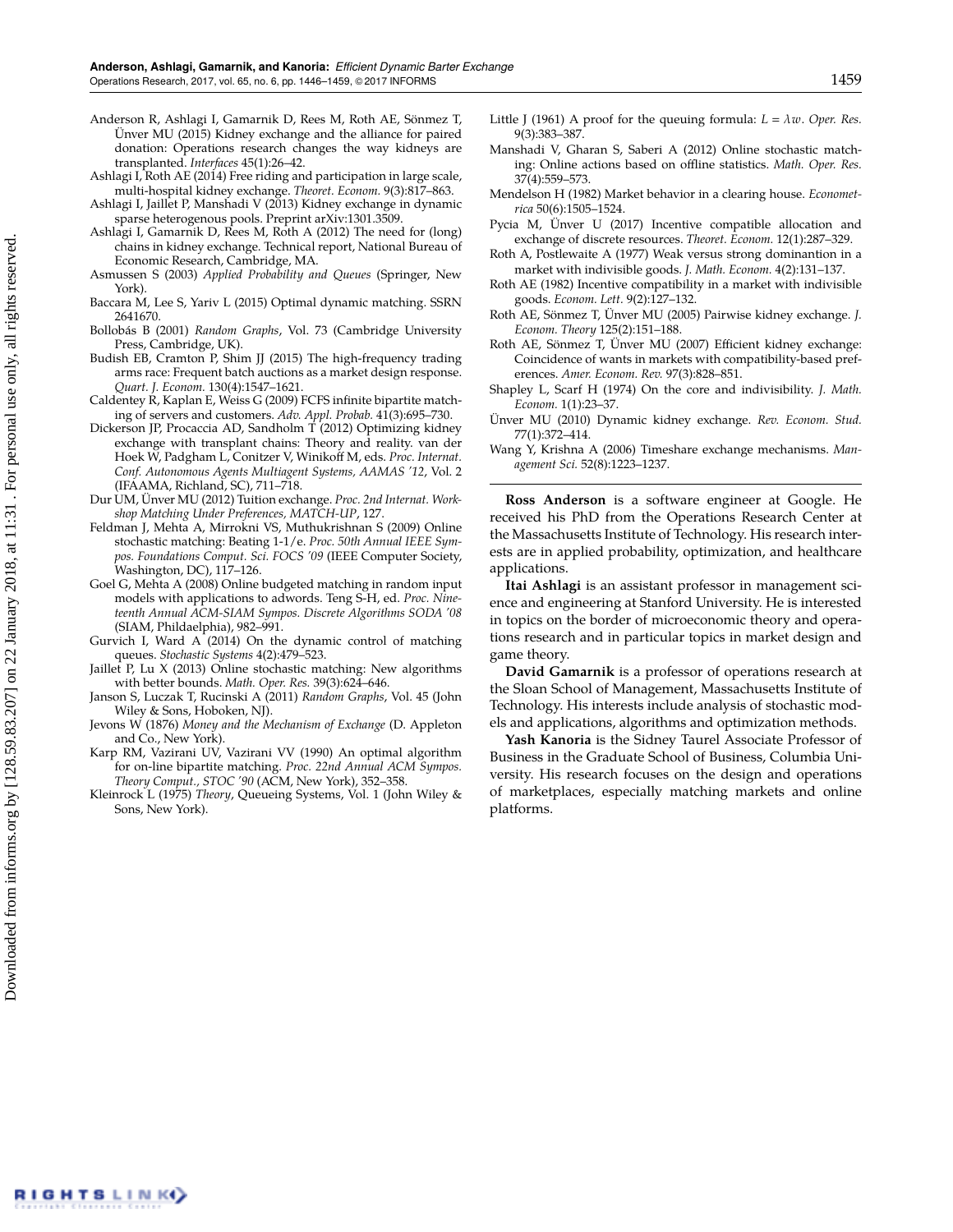Anderson R, Ashlagi I, Gamarnik D, Rees M, Roth AE, Sönmez T, Ünver MU (2015) Kidney exchange and the alliance for paired donation: Operations research changes the way kidneys are transplanted. *Interfaces* 45(1):26–42.

Ashlagi I, Roth AE (2014) Free riding and participation in large scale, multi-hospital kidney exchange. *Theoret. Econom.* 9(3):817–863.

Ashlagi I, Jaillet P, Manshadi V (2013) Kidney exchange in dynamic sparse heterogenous pools. Preprint arXiv:1301.3509.

Ashlagi I, Gamarnik D, Rees M, Roth A (2012) The need for (long) chains in kidney exchange. Technical report, National Bureau of Economic Research, Cambridge, MA.

Asmussen S (2003) *Applied Probability and Queues* (Springer, New York).

Baccara M, Lee S, Yariv L (2015) Optimal dynamic matching. SSRN 2641670.

Bollobás B (2001) *Random Graphs*, Vol. 73 (Cambridge University Press, Cambridge, UK).

Budish EB, Cramton P, Shim JJ (2015) The high-frequency trading arms race: Frequent batch auctions as a market design response. *Quart. J. Econom.* 130(4):1547–1621.

Caldentey R, Kaplan E, Weiss G (2009) FCFS infinite bipartite matching of servers and customers. *Adv. Appl. Probab.* 41(3):695–730.

Dickerson JP, Procaccia AD, Sandholm T (2012) Optimizing kidney exchange with transplant chains: Theory and reality. van der Hoek W, Padgham L, Conitzer V, Winikoff M, eds. *Proc. Internat. Conf. Autonomous Agents Multiagent Systems, AAMAS '12*, Vol. 2 (IFAAMA, Richland, SC), 711–718.

Dur UM, Ünver MU (2012) Tuition exchange. *Proc. 2nd Internat. Workshop Matching Under Preferences, MATCH-UP*, 127.

Feldman J, Mehta A, Mirrokni VS, Muthukrishnan S (2009) Online stochastic matching: Beating 1-1/e. *Proc. 50th Annual IEEE Sympos. Foundations Comput. Sci. FOCS '09* (IEEE Computer Society, Washington, DC), 117–126.

Goel G, Mehta A (2008) Online budgeted matching in random input models with applications to adwords. Teng S-H, ed. *Proc. Nineteenth Annual ACM-SIAM Sympos. Discrete Algorithms SODA '08* (SIAM, Phildaelphia), 982–991.

Gurvich I, Ward A (2014) On the dynamic control of matching queues. *Stochastic Systems* 4(2):479–523.

Jaillet P, Lu X (2013) Online stochastic matching: New algorithms with better bounds. *Math. Oper. Res.* 39(3):624–646.

Janson S, Luczak T, Rucinski A (2011) *Random Graphs*, Vol. 45 (John Wiley & Sons, Hoboken, NJ).

Jevons W (1876) *Money and the Mechanism of Exchange* (D. Appleton and Co., New York).

Karp RM, Vazirani UV, Vazirani VV (1990) An optimal algorithm for on-line bipartite matching. *Proc. 22nd Annual ACM Sympos. Theory Comput., STOC '90* (ACM, New York), 352–358.

Kleinrock L (1975) *Theory*, Queueing Systems, Vol. 1 (John Wiley & Sons, New York).

Little J (1961) A proof for the queuing formula: $L = \lambda w$. *Oper. Res.* 9(3):383–387.

Manshadi V, Gharan S, Saberi A (2012) Online stochastic matching: Online actions based on offline statistics. *Math. Oper. Res.* 37(4):559–573.

Mendelson H (1982) Market behavior in a clearing house. *Econometrica* 50(6):1505–1524.

Pycia M, Ünver U (2017) Incentive compatible allocation and exchange of discrete resources. *Theoret. Econom.* 12(1):287–329.

Roth A, Postlewaite A (1977) Weak versus strong domination in a market with indivisible goods. *J. Math. Econom.* 4(2):131–137.

Roth AE (1982) Incentive compatibility in a market with indivisible goods. *Econom. Lett.* 9(2):127–132.

Roth AE, Sönmez T, Ünver MU (2005) Pairwise kidney exchange. *J. Econom. Theory* 125(2):151–188.

Roth AE, Sönmez T, Ünver MU (2007) Efficient kidney exchange: Coincidence of wants in markets with compatibility-based preferences. *Amer. Econom. Rev.* 97(3):828–851.

Shapley L, Scarf H (1974) On the core and indivisibility. *J. Math. Econom.* 1(1):23–37.

Ünver MU (2010) Dynamic kidney exchange. *Rev. Econom. Stud.* 77(1):372–414.

Wang Y, Krishna A (2006) Timeshare exchange mechanisms. *Management Sci.* 52(8):1223–1237.

---

**Ross Anderson** is a software engineer at Google. He received his PhD from the Operations Research Center at the Massachusetts Institute of Technology. His research interests are in applied probability, optimization, and healthcare applications.

**Itai Ashlagi** is an assistant professor in management science and engineering at Stanford University. He is interested in topics on the border of microeconomic theory and operations research and in particular topics in market design and game theory.

**David Gamarnik** is a professor of operations research at the Sloan School of Management, Massachusetts Institute of Technology. His interests include analysis of stochastic models and applications, algorithms and optimization methods.

**Yash Kanoria** is the Sidney Taurel Associate Professor of Business in the Graduate School of Business, Columbia University. His research focuses on the design and operations of marketplaces, especially matching markets and online platforms.